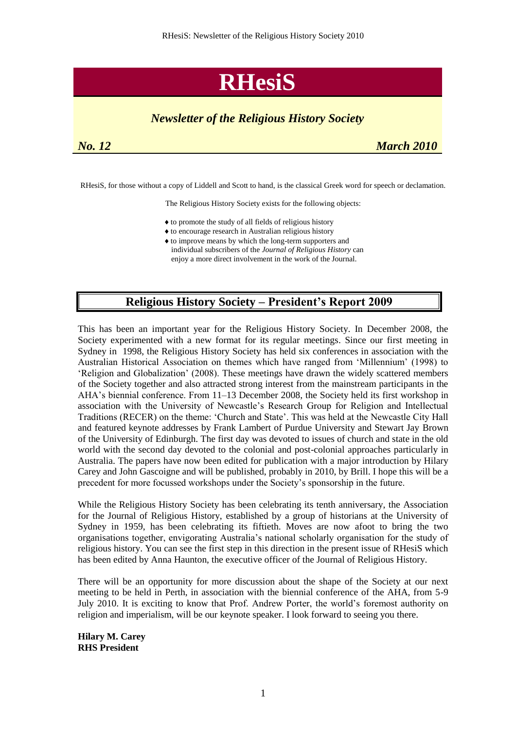# RHesiS

## *Newsletter of the Religious History Society*

***No. 12*** ***March 2010***

RHesiS, for those without a copy of Liddell and Scott to hand, is the classical Greek word for speech or declamation.

The Religious History Society exists for the following objects:

- to promote the study of all fields of religious history
- to encourage research in Australian religious history
- to improve means by which the long-term supporters and individual subscribers of the *Journal of Religious History* can enjoy a more direct involvement in the work of the Journal.

## Religious History Society – President's Report 2009

This has been an important year for the Religious History Society. In December 2008, the Society experimented with a new format for its regular meetings. Since our first meeting in Sydney in 1998, the Religious History Society has held six conferences in association with the Australian Historical Association on themes which have ranged from 'Millennium' (1998) to 'Religion and Globalization' (2008). These meetings have drawn the widely scattered members of the Society together and also attracted strong interest from the mainstream participants in the AHA's biennial conference. From 11–13 December 2008, the Society held its first workshop in association with the University of Newcastle's Research Group for Religion and Intellectual Traditions (RECER) on the theme: 'Church and State'. This was held at the Newcastle City Hall and featured keynote addresses by Frank Lambert of Purdue University and Stewart Jay Brown of the University of Edinburgh. The first day was devoted to issues of church and state in the old world with the second day devoted to the colonial and post-colonial approaches particularly in Australia. The papers have now been edited for publication with a major introduction by Hilary Carey and John Gascoigne and will be published, probably in 2010, by Brill. I hope this will be a precedent for more focussed workshops under the Society's sponsorship in the future.

While the Religious History Society has been celebrating its tenth anniversary, the Association for the Journal of Religious History, established by a group of historians at the University of Sydney in 1959, has been celebrating its fiftieth. Moves are now afoot to bring the two organisations together, envigorating Australia's national scholarly organisation for the study of religious history. You can see the first step in this direction in the present issue of RHesiS which has been edited by Anna Haunton, the executive officer of the Journal of Religious History.

There will be an opportunity for more discussion about the shape of the Society at our next meeting to be held in Perth, in association with the biennial conference of the AHA, from 5-9 July 2010. It is exciting to know that Prof. Andrew Porter, the world's foremost authority on religion and imperialism, will be our keynote speaker. I look forward to seeing you there.

**Hilary M. Carey**
**RHS President**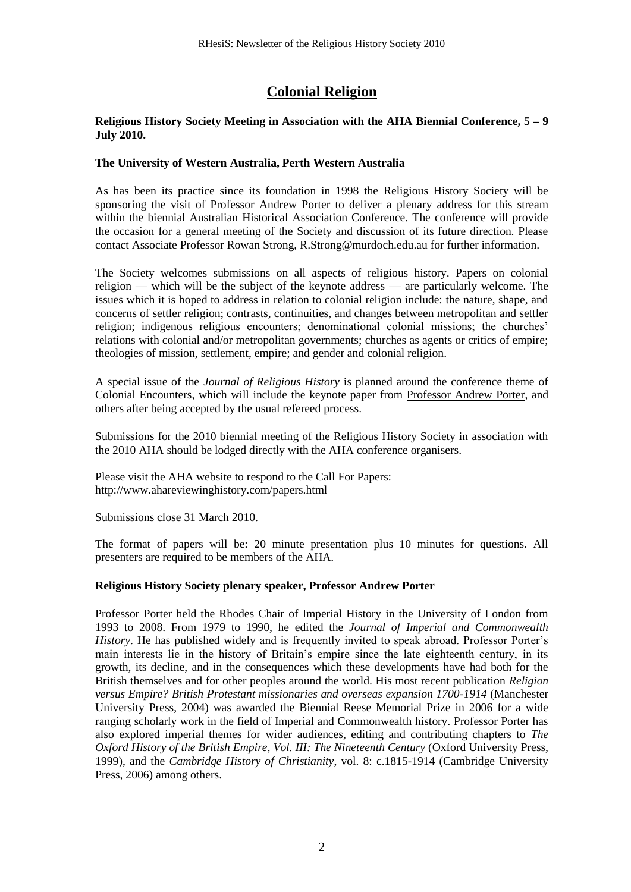# Colonial Religion

**Religious History Society Meeting in Association with the AHA Biennial Conference, 5 – 9 July 2010.**

**The University of Western Australia, Perth Western Australia**

As has been its practice since its foundation in 1998 the Religious History Society will be sponsoring the visit of Professor Andrew Porter to deliver a plenary address for this stream within the biennial Australian Historical Association Conference. The conference will provide the occasion for a general meeting of the Society and discussion of its future direction. Please contact Associate Professor Rowan Strong, R.Strong@murdoch.edu.au for further information.

The Society welcomes submissions on all aspects of religious history. Papers on colonial religion — which will be the subject of the keynote address — are particularly welcome. The issues which it is hoped to address in relation to colonial religion include: the nature, shape, and concerns of settler religion; contrasts, continuities, and changes between metropolitan and settler religion; indigenous religious encounters; denominational colonial missions; the churches' relations with colonial and/or metropolitan governments; churches as agents or critics of empire; theologies of mission, settlement, empire; and gender and colonial religion.

A special issue of the *Journal of Religious History* is planned around the conference theme of Colonial Encounters, which will include the keynote paper from Professor Andrew Porter, and others after being accepted by the usual refereed process.

Submissions for the 2010 biennial meeting of the Religious History Society in association with the 2010 AHA should be lodged directly with the AHA conference organisers.

Please visit the AHA website to respond to the Call For Papers:
http://www.ahareviewinghistory.com/papers.html

Submissions close 31 March 2010.

The format of papers will be: 20 minute presentation plus 10 minutes for questions. All presenters are required to be members of the AHA.

**Religious History Society plenary speaker, Professor Andrew Porter**

Professor Porter held the Rhodes Chair of Imperial History in the University of London from 1993 to 2008. From 1979 to 1990, he edited the *Journal of Imperial and Commonwealth History*. He has published widely and is frequently invited to speak abroad. Professor Porter's main interests lie in the history of Britain's empire since the late eighteenth century, in its growth, its decline, and in the consequences which these developments have had both for the British themselves and for other peoples around the world. His most recent publication *Religion versus Empire? British Protestant missionaries and overseas expansion 1700-1914* (Manchester University Press, 2004) was awarded the Biennial Reese Memorial Prize in 2006 for a wide ranging scholarly work in the field of Imperial and Commonwealth history. Professor Porter has also explored imperial themes for wider audiences, editing and contributing chapters to *The Oxford History of the British Empire, Vol. III: The Nineteenth Century* (Oxford University Press, 1999), and the *Cambridge History of Christianity*, vol. 8: c.1815-1914 (Cambridge University Press, 2006) among others.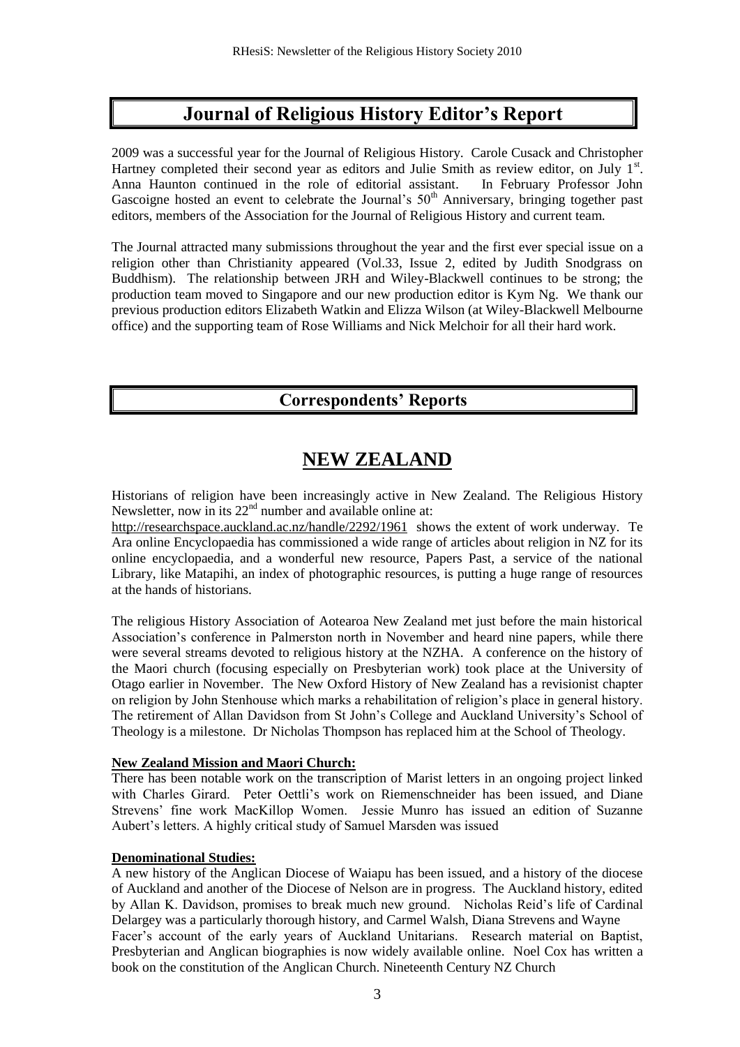## Journal of Religious History Editor's Report

2009 was a successful year for the Journal of Religious History. Carole Cusack and Christopher Hartney completed their second year as editors and Julie Smith as review editor, on July 1st. Anna Haunton continued in the role of editorial assistant. In February Professor John Gascoigne hosted an event to celebrate the Journal's 50th Anniversary, bringing together past editors, members of the Association for the Journal of Religious History and current team.

The Journal attracted many submissions throughout the year and the first ever special issue on a religion other than Christianity appeared (Vol.33, Issue 2, edited by Judith Snodgrass on Buddhism). The relationship between JRH and Wiley-Blackwell continues to be strong; the production team moved to Singapore and our new production editor is Kym Ng. We thank our previous production editors Elizabeth Watkin and Elizza Wilson (at Wiley-Blackwell Melbourne office) and the supporting team of Rose Williams and Nick Melchoir for all their hard work.

## Correspondents' Reports

# NEW ZEALAND

Historians of religion have been increasingly active in New Zealand. The Religious History Newsletter, now in its 22nd number and available online at:
http://researchspace.auckland.ac.nz/handle/2292/1961 shows the extent of work underway. Te Ara online Encyclopaedia has commissioned a wide range of articles about religion in NZ for its online encyclopaedia, and a wonderful new resource, Papers Past, a service of the national Library, like Matapihi, an index of photographic resources, is putting a huge range of resources at the hands of historians.

The religious History Association of Aotearoa New Zealand met just before the main historical Association's conference in Palmerston north in November and heard nine papers, while there were several streams devoted to religious history at the NZHA. A conference on the history of the Maori church (focusing especially on Presbyterian work) took place at the University of Otago earlier in November. The New Oxford History of New Zealand has a revisionist chapter on religion by John Stenhouse which marks a rehabilitation of religion's place in general history. The retirement of Allan Davidson from St John's College and Auckland University's School of Theology is a milestone. Dr Nicholas Thompson has replaced him at the School of Theology.

**New Zealand Mission and Maori Church:**

There has been notable work on the transcription of Marist letters in an ongoing project linked with Charles Girard. Peter Oettli's work on Riemenschneider has been issued, and Diane Strevens' fine work MacKillop Women. Jessie Munro has issued an edition of Suzanne Aubert's letters. A highly critical study of Samuel Marsden was issued

**Denominational Studies:**

A new history of the Anglican Diocese of Waiapu has been issued, and a history of the diocese of Auckland and another of the Diocese of Nelson are in progress. The Auckland history, edited by Allan K. Davidson, promises to break much new ground. Nicholas Reid's life of Cardinal Delargey was a particularly thorough history, and Carmel Walsh, Diana Strevens and Wayne Facer's account of the early years of Auckland Unitarians. Research material on Baptist, Presbyterian and Anglican biographies is now widely available online. Noel Cox has written a book on the constitution of the Anglican Church. Nineteenth Century NZ Church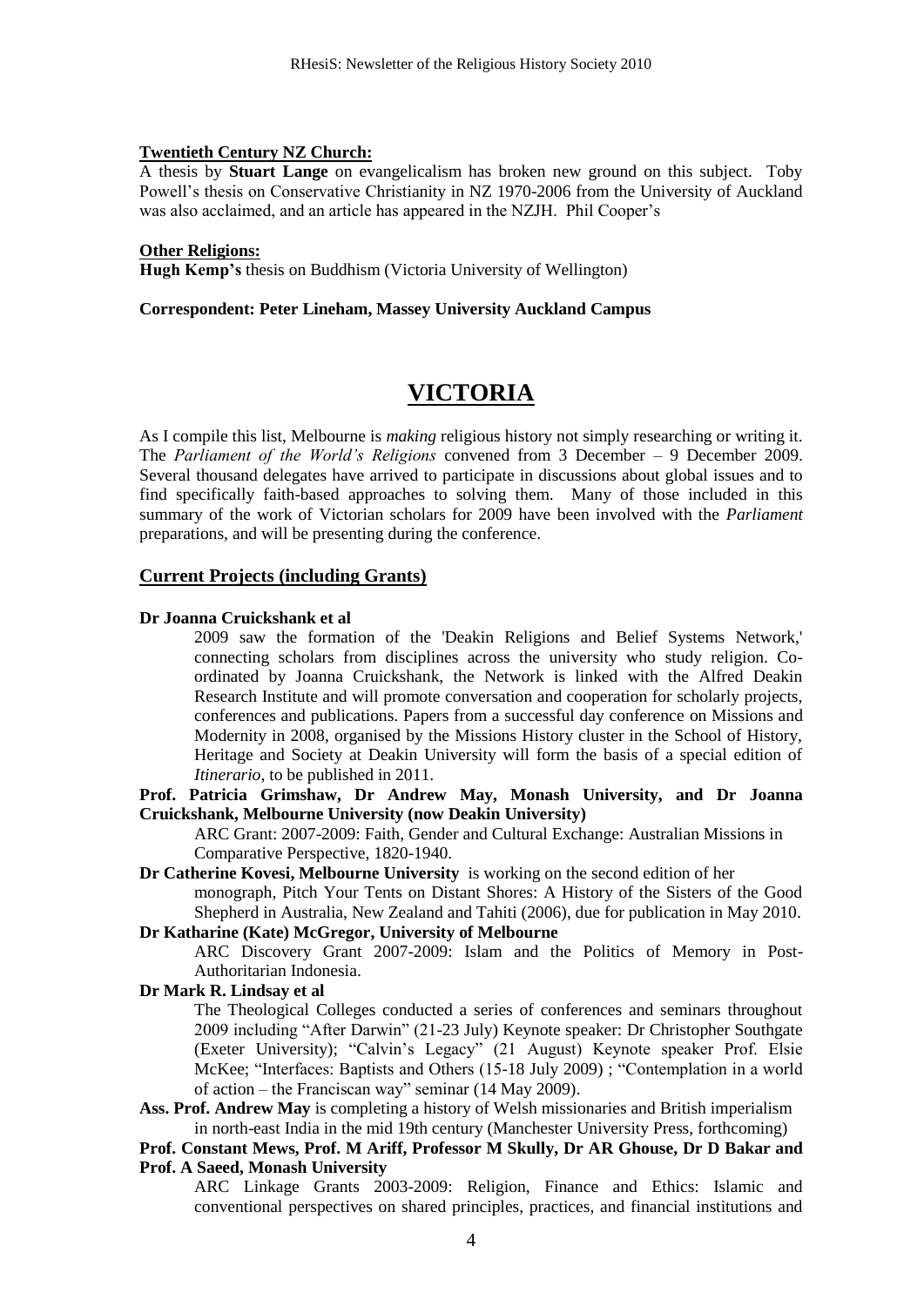**Twentieth Century NZ Church:**

A thesis by **Stuart Lange** on evangelicalism has broken new ground on this subject. Toby Powell's thesis on Conservative Christianity in NZ 1970-2006 from the University of Auckland was also acclaimed, and an article has appeared in the NZJH. Phil Cooper's

**Other Religions:**

**Hugh Kemp's** thesis on Buddhism (Victoria University of Wellington)

**Correspondent: Peter Lineham, Massey University Auckland Campus**

# VICTORIA

As I compile this list, Melbourne is *making* religious history not simply researching or writing it. The *Parliament of the World's Religions* convened from 3 December – 9 December 2009. Several thousand delegates have arrived to participate in discussions about global issues and to find specifically faith-based approaches to solving them. Many of those included in this summary of the work of Victorian scholars for 2009 have been involved with the *Parliament* preparations, and will be presenting during the conference.

## Current Projects (including Grants)

**Dr Joanna Cruickshank et al**

2009 saw the formation of the 'Deakin Religions and Belief Systems Network,' connecting scholars from disciplines across the university who study religion. Co-ordinated by Joanna Cruickshank, the Network is linked with the Alfred Deakin Research Institute and will promote conversation and cooperation for scholarly projects, conferences and publications. Papers from a successful day conference on Missions and Modernity in 2008, organised by the Missions History cluster in the School of History, Heritage and Society at Deakin University will form the basis of a special edition of *Itinerario*, to be published in 2011.

**Prof. Patricia Grimshaw, Dr Andrew May, Monash University, and Dr Joanna Cruickshank, Melbourne University (now Deakin University)**

ARC Grant: 2007-2009: Faith, Gender and Cultural Exchange: Australian Missions in Comparative Perspective, 1820-1940.

**Dr Catherine Kovesi, Melbourne University** is working on the second edition of her monograph, Pitch Your Tents on Distant Shores: A History of the Sisters of the Good Shepherd in Australia, New Zealand and Tahiti (2006), due for publication in May 2010.

**Dr Katharine (Kate) McGregor, University of Melbourne**

ARC Discovery Grant 2007-2009: Islam and the Politics of Memory in Post-Authoritarian Indonesia.

**Dr Mark R. Lindsay et al**

The Theological Colleges conducted a series of conferences and seminars throughout 2009 including "After Darwin" (21-23 July) Keynote speaker: Dr Christopher Southgate (Exeter University); "Calvin's Legacy" (21 August) Keynote speaker Prof. Elsie McKee; "Interfaces: Baptists and Others (15-18 July 2009) ; "Contemplation in a world of action – the Franciscan way" seminar (14 May 2009).

**Ass. Prof. Andrew May** is completing a history of Welsh missionaries and British imperialism in north-east India in the mid 19th century (Manchester University Press, forthcoming)

**Prof. Constant Mews, Prof. M Ariff, Professor M Skully, Dr AR Ghouse, Dr D Bakar and Prof. A Saeed, Monash University**

ARC Linkage Grants 2003-2009: Religion, Finance and Ethics: Islamic and conventional perspectives on shared principles, practices, and financial institutions and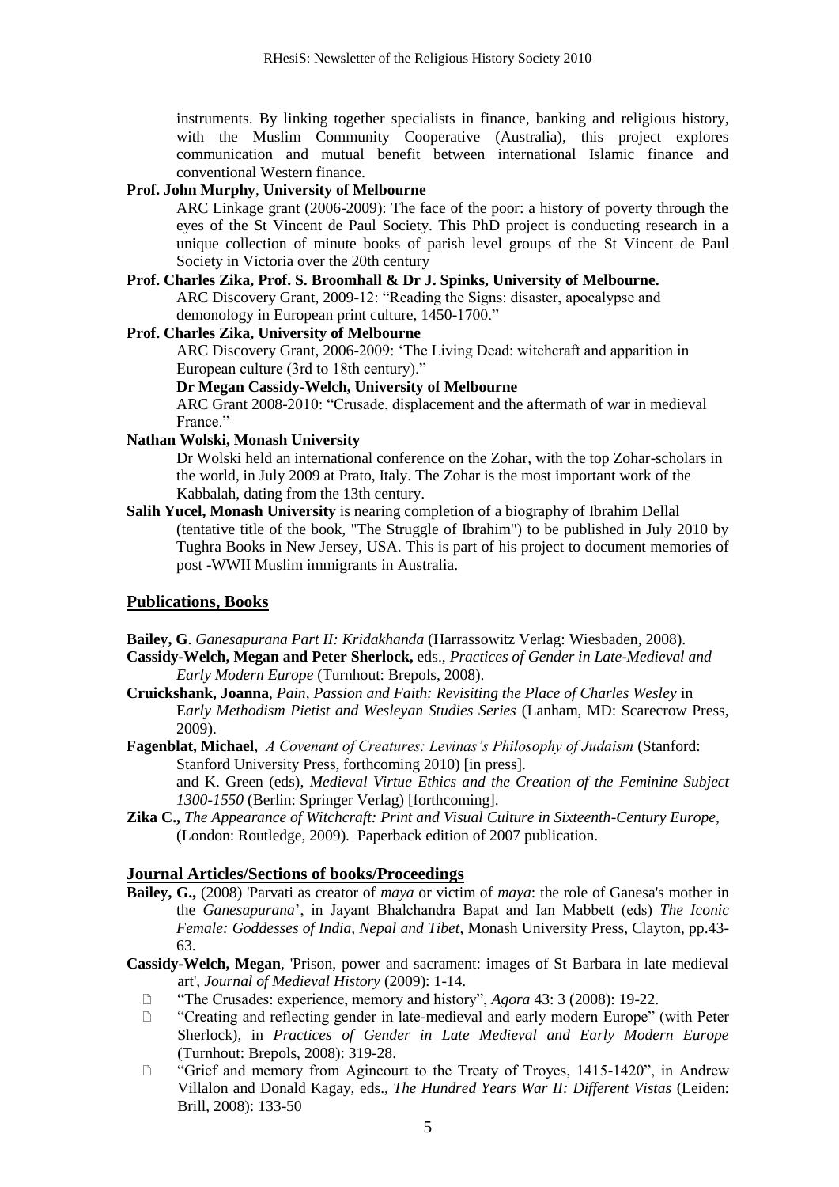instruments. By linking together specialists in finance, banking and religious history, with the Muslim Community Cooperative (Australia), this project explores communication and mutual benefit between international Islamic finance and conventional Western finance.

**Prof. John Murphy**, **University of Melbourne**

ARC Linkage grant (2006-2009): The face of the poor: a history of poverty through the eyes of the St Vincent de Paul Society. This PhD project is conducting research in a unique collection of minute books of parish level groups of the St Vincent de Paul Society in Victoria over the 20th century

**Prof. Charles Zika, Prof. S. Broomhall & Dr J. Spinks, University of Melbourne.**

ARC Discovery Grant, 2009-12: "Reading the Signs: disaster, apocalypse and demonology in European print culture, 1450-1700."

**Prof. Charles Zika, University of Melbourne**

ARC Discovery Grant, 2006-2009: 'The Living Dead: witchcraft and apparition in European culture (3rd to 18th century)."

**Dr Megan Cassidy-Welch, University of Melbourne**

ARC Grant 2008-2010: "Crusade, displacement and the aftermath of war in medieval France."

**Nathan Wolski, Monash University**

Dr Wolski held an international conference on the Zohar, with the top Zohar-scholars in the world, in July 2009 at Prato, Italy. The Zohar is the most important work of the Kabbalah, dating from the 13th century.

**Salih Yucel, Monash University** is nearing completion of a biography of Ibrahim Dellal (tentative title of the book, "The Struggle of Ibrahim") to be published in July 2010 by Tughra Books in New Jersey, USA. This is part of his project to document memories of post -WWII Muslim immigrants in Australia.

## Publications, Books

**Bailey, G**. *Ganesapurana Part II: Kridakhanda* (Harrassowitz Verlag: Wiesbaden, 2008).

**Cassidy-Welch, Megan and Peter Sherlock,** eds., *Practices of Gender in Late-Medieval and Early Modern Europe* (Turnhout: Brepols, 2008).

**Cruickshank, Joanna**, *Pain, Passion and Faith: Revisiting the Place of Charles Wesley* in E*arly Methodism Pietist and Wesleyan Studies Series* (Lanham, MD: Scarecrow Press, 2009).

**Fagenblat, Michael**, *A Covenant of Creatures: Levinas's Philosophy of Judaism* (Stanford: Stanford University Press, forthcoming 2010) [in press].
and K. Green (eds), *Medieval Virtue Ethics and the Creation of the Feminine Subject 1300-1550* (Berlin: Springer Verlag) [forthcoming].

**Zika C.,** *The Appearance of Witchcraft: Print and Visual Culture in Sixteenth-Century Europe*, (London: Routledge, 2009). Paperback edition of 2007 publication.

## Journal Articles/Sections of books/Proceedings

**Bailey, G.,** (2008) 'Parvati as creator of *maya* or victim of *maya*: the role of Ganesa's mother in the *Ganesapurana*', in Jayant Bhalchandra Bapat and Ian Mabbett (eds) *The Iconic Female: Goddesses of India, Nepal and Tibet*, Monash University Press, Clayton, pp.43-63.

**Cassidy-Welch, Megan**, 'Prison, power and sacrament: images of St Barbara in late medieval art', *Journal of Medieval History* (2009): 1-14.

- "The Crusades: experience, memory and history", *Agora* 43: 3 (2008): 19-22.
- "Creating and reflecting gender in late-medieval and early modern Europe" (with Peter Sherlock), in *Practices of Gender in Late Medieval and Early Modern Europe* (Turnhout: Brepols, 2008): 319-28.
- "Grief and memory from Agincourt to the Treaty of Troyes, 1415-1420", in Andrew Villalon and Donald Kagay, eds., *The Hundred Years War II: Different Vistas* (Leiden: Brill, 2008): 133-50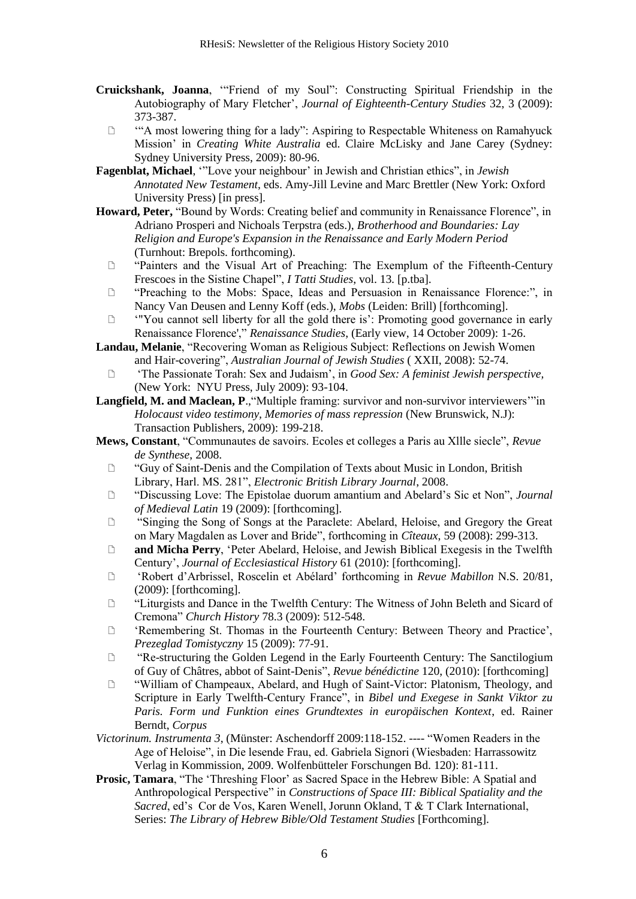**Cruickshank, Joanna**, '"Friend of my Soul": Constructing Spiritual Friendship in the Autobiography of Mary Fletcher', *Journal of Eighteenth-Century Studies* 32, 3 (2009): 373-387.

- '"A most lowering thing for a lady": Aspiring to Respectable Whiteness on Ramahyuck Mission' in *Creating White Australia* ed. Claire McLisky and Jane Carey (Sydney: Sydney University Press, 2009): 80-96.

**Fagenblat, Michael**, '"Love your neighbour' in Jewish and Christian ethics", in *Jewish Annotated New Testament*, eds. Amy-Jill Levine and Marc Brettler (New York: Oxford University Press) [in press].

**Howard, Peter,** "Bound by Words: Creating belief and community in Renaissance Florence", in Adriano Prosperi and Nichoals Terpstra (eds.), *Brotherhood and Boundaries: Lay Religion and Europe's Expansion in the Renaissance and Early Modern Period* (Turnhout: Brepols. forthcoming).

- "Painters and the Visual Art of Preaching: The Exemplum of the Fifteenth-Century Frescoes in the Sistine Chapel", *I Tatti Studies*, vol. 13. [p.tba].
- "Preaching to the Mobs: Space, Ideas and Persuasion in Renaissance Florence:", in Nancy Van Deusen and Lenny Koff (eds.), *Mobs* (Leiden: Brill) [forthcoming].
- '"You cannot sell liberty for all the gold there is': Promoting good governance in early Renaissance Florence'," *Renaissance Studies*, (Early view, 14 October 2009): 1-26.

**Landau, Melanie**, "Recovering Woman as Religious Subject: Reflections on Jewish Women and Hair-covering", *Australian Journal of Jewish Studies* ( XXII, 2008): 52-74.

- 'The Passionate Torah: Sex and Judaism', in *Good Sex: A feminist Jewish perspective,* (New York: NYU Press, July 2009): 93-104.

**Langfield, M. and Maclean, P**.,"Multiple framing: survivor and non-survivor interviewers'"in *Holocaust video testimony, Memories of mass repression* (New Brunswick, N.J): Transaction Publishers, 2009): 199-218.

**Mews, Constant**, "Communautes de savoirs. Ecoles et colleges a Paris au Xllle siecle", *Revue de Synthese*, 2008.

- "Guy of Saint-Denis and the Compilation of Texts about Music in London, British Library, Harl. MS. 281", *Electronic British Library Journal*, 2008.
- "Discussing Love: The Epistolae duorum amantium and Abelard's Sic et Non", *Journal of Medieval Latin* 19 (2009): [forthcoming].
- "Singing the Song of Songs at the Paraclete: Abelard, Heloise, and Gregory the Great on Mary Magdalen as Lover and Bride", forthcoming in *Cîteaux*, 59 (2008): 299-313.
- **and Micha Perry**, 'Peter Abelard, Heloise, and Jewish Biblical Exegesis in the Twelfth Century', *Journal of Ecclesiastical History* 61 (2010): [forthcoming].
- 'Robert d'Arbrissel, Roscelin et Abélard' forthcoming in *Revue Mabillon* N.S. 20/81, (2009): [forthcoming].
- "Liturgists and Dance in the Twelfth Century: The Witness of John Beleth and Sicard of Cremona" *Church History* 78.3 (2009): 512-548.
- 'Remembering St. Thomas in the Fourteenth Century: Between Theory and Practice', *Prezeglad Tomistyczny* 15 (2009): 77-91.
- "Re-structuring the Golden Legend in the Early Fourteenth Century: The Sanctilogium of Guy of Châtres, abbot of Saint-Denis", *Revue bénédictine* 120, (2010): [forthcoming]
- "William of Champeaux, Abelard, and Hugh of Saint-Victor: Platonism, Theology, and Scripture in Early Twelfth-Century France", in *Bibel und Exegese in Sankt Viktor zu Paris. Form und Funktion eines Grundtextes in europäischen Kontext*, ed. Rainer Berndt, *Corpus*

*Victorinum. Instrumenta 3*, (Münster: Aschendorff 2009:118-152. ---- "Women Readers in the Age of Heloise", in Die lesende Frau, ed. Gabriela Signori (Wiesbaden: Harrassowitz Verlag in Kommission, 2009. Wolfenbütteler Forschungen Bd. 120): 81-111.

**Prosic, Tamara**, "The 'Threshing Floor' as Sacred Space in the Hebrew Bible: A Spatial and Anthropological Perspective" in *Constructions of Space III: Biblical Spatiality and the Sacred*, ed's Cor de Vos, Karen Wenell, Jorunn Okland, T & T Clark International, Series: *The Library of Hebrew Bible/Old Testament Studies* [Forthcoming].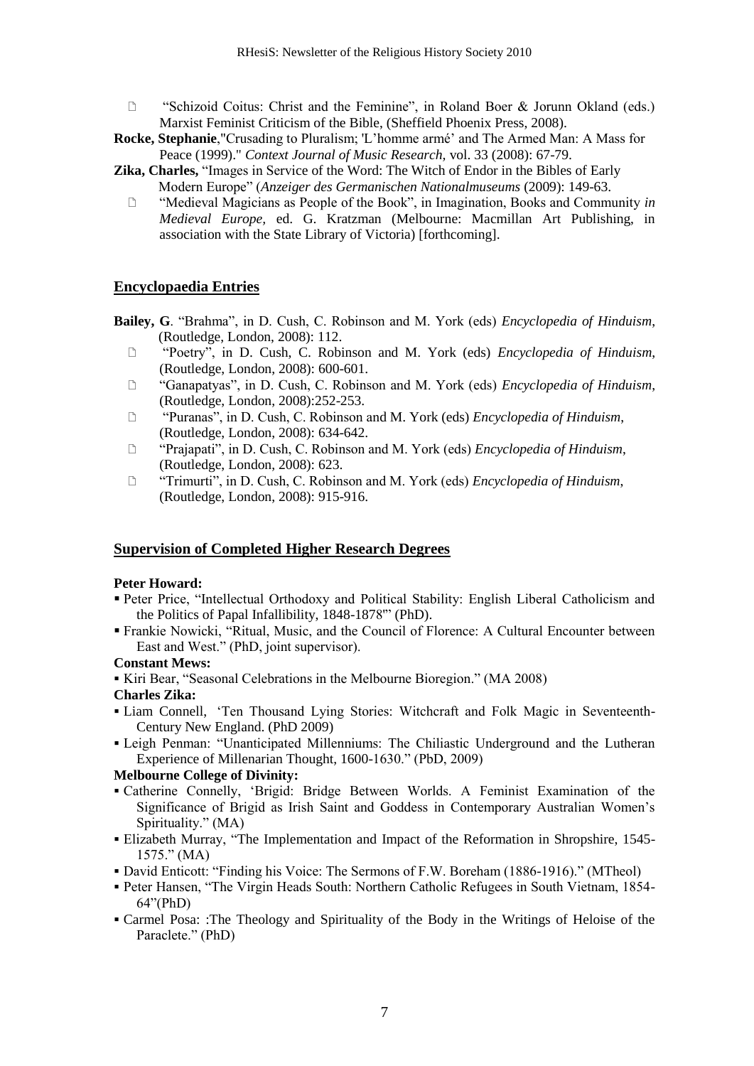- "Schizoid Coitus: Christ and the Feminine", in Roland Boer & Jorunn Okland (eds.) Marxist Feminist Criticism of the Bible, (Sheffield Phoenix Press, 2008).

**Rocke, Stephanie**,"Crusading to Pluralism; 'L'homme armé' and The Armed Man: A Mass for Peace (1999)." *Context Journal of Music Research*, vol. 33 (2008): 67-79.

**Zika, Charles,** "Images in Service of the Word: The Witch of Endor in the Bibles of Early Modern Europe" (*Anzeiger des Germanischen Nationalmuseums* (2009): 149-63.

- "Medieval Magicians as People of the Book", in Imagination, Books and Community *in Medieval Europe,* ed. G. Kratzman (Melbourne: Macmillan Art Publishing, in association with the State Library of Victoria) [forthcoming].

## Encyclopaedia Entries

**Bailey, G**. "Brahma", in D. Cush, C. Robinson and M. York (eds) *Encyclopedia of Hinduism*, (Routledge, London, 2008): 112.

- "Poetry", in D. Cush, C. Robinson and M. York (eds) *Encyclopedia of Hinduism*, (Routledge, London, 2008): 600-601.
- "Ganapatyas", in D. Cush, C. Robinson and M. York (eds) *Encyclopedia of Hinduism*, (Routledge, London, 2008):252-253.
- "Puranas", in D. Cush, C. Robinson and M. York (eds) *Encyclopedia of Hinduism*, (Routledge, London, 2008): 634-642.
- "Prajapati", in D. Cush, C. Robinson and M. York (eds) *Encyclopedia of Hinduism*, (Routledge, London, 2008): 623.
- "Trimurti", in D. Cush, C. Robinson and M. York (eds) *Encyclopedia of Hinduism*, (Routledge, London, 2008): 915-916.

## Supervision of Completed Higher Research Degrees

**Peter Howard:**

- Peter Price, "Intellectual Orthodoxy and Political Stability: English Liberal Catholicism and the Politics of Papal Infallibility, 1848-1878"' (PhD).
- Frankie Nowicki, "Ritual, Music, and the Council of Florence: A Cultural Encounter between East and West." (PhD, joint supervisor).

**Constant Mews:**

- Kiri Bear, "Seasonal Celebrations in the Melbourne Bioregion." (MA 2008)

**Charles Zika:**

- Liam Connell, 'Ten Thousand Lying Stories: Witchcraft and Folk Magic in Seventeenth-Century New England. (PhD 2009)
- Leigh Penman: "Unanticipated Millenniums: The Chiliastic Underground and the Lutheran Experience of Millenarian Thought, 1600-1630." (PbD, 2009)

**Melbourne College of Divinity:**

- Catherine Connelly, 'Brigid: Bridge Between Worlds. A Feminist Examination of the Significance of Brigid as Irish Saint and Goddess in Contemporary Australian Women's Spirituality." (MA)
- Elizabeth Murray, "The Implementation and Impact of the Reformation in Shropshire, 1545-1575." (MA)
- David Enticott: "Finding his Voice: The Sermons of F.W. Boreham (1886-1916)." (MTheol)
- Peter Hansen, "The Virgin Heads South: Northern Catholic Refugees in South Vietnam, 1854-64"(PhD)
- Carmel Posa: :The Theology and Spirituality of the Body in the Writings of Heloise of the Paraclete." (PhD)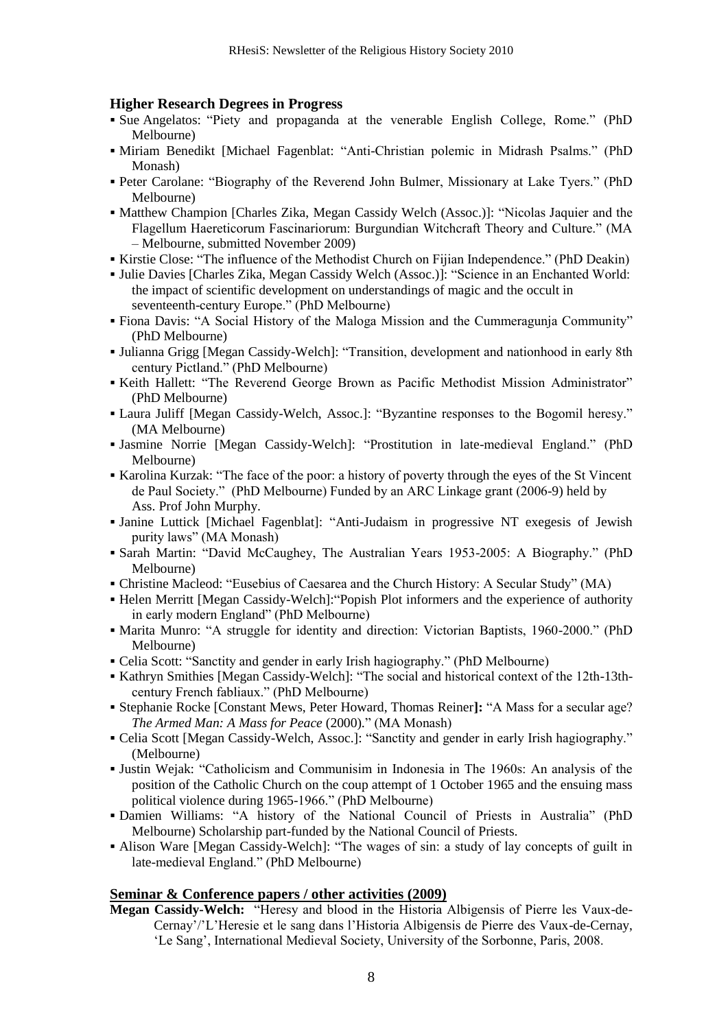## Higher Research Degrees in Progress

- Sue Angelatos: "Piety and propaganda at the venerable English College, Rome." (PhD Melbourne)
- Miriam Benedikt [Michael Fagenblat: "Anti-Christian polemic in Midrash Psalms." (PhD Monash)
- Peter Carolane: "Biography of the Reverend John Bulmer, Missionary at Lake Tyers." (PhD Melbourne)
- Matthew Champion [Charles Zika, Megan Cassidy Welch (Assoc.)]: "Nicolas Jaquier and the Flagellum Haereticorum Fascinariorum: Burgundian Witchcraft Theory and Culture." (MA – Melbourne, submitted November 2009)
- Kirstie Close: "The influence of the Methodist Church on Fijian Independence." (PhD Deakin)
- Julie Davies [Charles Zika, Megan Cassidy Welch (Assoc.)]: "Science in an Enchanted World: the impact of scientific development on understandings of magic and the occult in seventeenth-century Europe." (PhD Melbourne)
- Fiona Davis: "A Social History of the Maloga Mission and the Cummeragunja Community" (PhD Melbourne)
- Julianna Grigg [Megan Cassidy-Welch]: "Transition, development and nationhood in early 8th century Pictland." (PhD Melbourne)
- Keith Hallett: "The Reverend George Brown as Pacific Methodist Mission Administrator" (PhD Melbourne)
- Laura Juliff [Megan Cassidy-Welch, Assoc.]: "Byzantine responses to the Bogomil heresy." (MA Melbourne)
- Jasmine Norrie [Megan Cassidy-Welch]: "Prostitution in late-medieval England." (PhD Melbourne)
- Karolina Kurzak: "The face of the poor: a history of poverty through the eyes of the St Vincent de Paul Society." (PhD Melbourne) Funded by an ARC Linkage grant (2006-9) held by Ass. Prof John Murphy.
- Janine Luttick [Michael Fagenblat]: "Anti-Judaism in progressive NT exegesis of Jewish purity laws" (MA Monash)
- Sarah Martin: "David McCaughey, The Australian Years 1953-2005: A Biography." (PhD Melbourne)
- Christine Macleod: "Eusebius of Caesarea and the Church History: A Secular Study" (MA)
- Helen Merritt [Megan Cassidy-Welch]:"Popish Plot informers and the experience of authority in early modern England" (PhD Melbourne)
- Marita Munro: "A struggle for identity and direction: Victorian Baptists, 1960-2000." (PhD Melbourne)
- Celia Scott: "Sanctity and gender in early Irish hagiography." (PhD Melbourne)
- Kathryn Smithies [Megan Cassidy-Welch]: "The social and historical context of the 12th-13th-century French fabliaux." (PhD Melbourne)
- Stephanie Rocke [Constant Mews, Peter Howard, Thomas Reiner**]:** "A Mass for a secular age? *The Armed Man: A Mass for Peace* (2000)." (MA Monash)
- Celia Scott [Megan Cassidy-Welch, Assoc.]: "Sanctity and gender in early Irish hagiography." (Melbourne)
- Justin Wejak: "Catholicism and Communisim in Indonesia in The 1960s: An analysis of the position of the Catholic Church on the coup attempt of 1 October 1965 and the ensuing mass political violence during 1965-1966." (PhD Melbourne)
- Damien Williams: "A history of the National Council of Priests in Australia" (PhD Melbourne) Scholarship part-funded by the National Council of Priests.
- Alison Ware [Megan Cassidy-Welch]: "The wages of sin: a study of lay concepts of guilt in late-medieval England." (PhD Melbourne)

## Seminar & Conference papers / other activities (2009)

**Megan Cassidy-Welch:** "Heresy and blood in the Historia Albigensis of Pierre les Vaux-de-Cernay'/'L'Heresie et le sang dans l'Historia Albigensis de Pierre des Vaux-de-Cernay, 'Le Sang', International Medieval Society, University of the Sorbonne, Paris, 2008.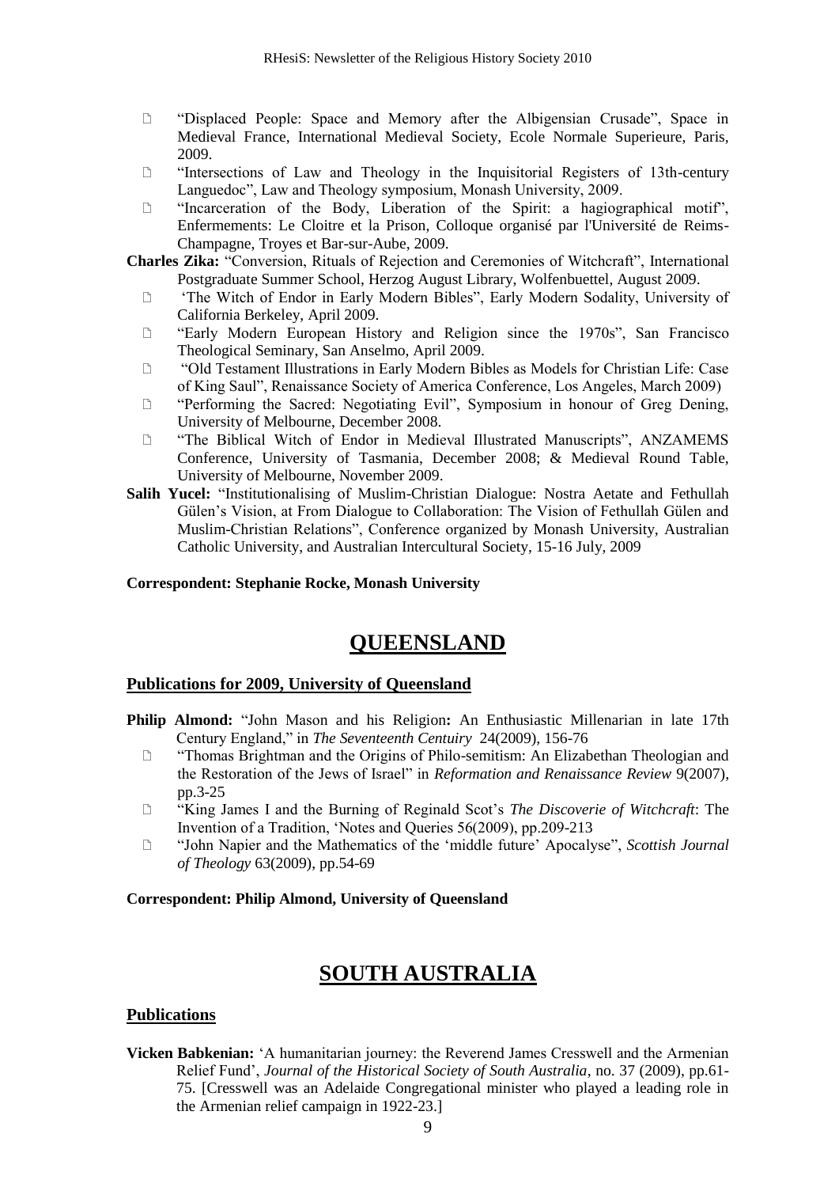- "Displaced People: Space and Memory after the Albigensian Crusade", Space in Medieval France, International Medieval Society, Ecole Normale Superieure, Paris, 2009.
- "Intersections of Law and Theology in the Inquisitorial Registers of 13th-century Languedoc", Law and Theology symposium, Monash University, 2009.
- "Incarceration of the Body, Liberation of the Spirit: a hagiographical motif", Enfermements: Le Cloitre et la Prison, Colloque organisé par l'Université de Reims-Champagne, Troyes et Bar-sur-Aube, 2009.

**Charles Zika:** "Conversion, Rituals of Rejection and Ceremonies of Witchcraft", International Postgraduate Summer School, Herzog August Library, Wolfenbuettel, August 2009.

- 'The Witch of Endor in Early Modern Bibles", Early Modern Sodality, University of California Berkeley, April 2009.
- "Early Modern European History and Religion since the 1970s", San Francisco Theological Seminary, San Anselmo, April 2009.
- "Old Testament Illustrations in Early Modern Bibles as Models for Christian Life: Case of King Saul", Renaissance Society of America Conference, Los Angeles, March 2009)
- "Performing the Sacred: Negotiating Evil", Symposium in honour of Greg Dening, University of Melbourne, December 2008.
- "The Biblical Witch of Endor in Medieval Illustrated Manuscripts", ANZAMEMS Conference, University of Tasmania, December 2008; & Medieval Round Table, University of Melbourne, November 2009.

**Salih Yucel:** "Institutionalising of Muslim-Christian Dialogue: Nostra Aetate and Fethullah Gülen's Vision, at From Dialogue to Collaboration: The Vision of Fethullah Gülen and Muslim-Christian Relations", Conference organized by Monash University, Australian Catholic University, and Australian Intercultural Society, 15-16 July, 2009

**Correspondent: Stephanie Rocke, Monash University**

# QUEENSLAND

## Publications for 2009, University of Queensland

**Philip Almond:** "John Mason and his Religion**:** An Enthusiastic Millenarian in late 17th Century England," in *The Seventeenth Centuiry* 24(2009), 156-76

- "Thomas Brightman and the Origins of Philo-semitism: An Elizabethan Theologian and the Restoration of the Jews of Israel" in *Reformation and Renaissance Review* 9(2007), pp.3-25
- "King James I and the Burning of Reginald Scot's *The Discoverie of Witchcraft*: The Invention of a Tradition, 'Notes and Queries 56(2009), pp.209-213
- "John Napier and the Mathematics of the 'middle future' Apocalypse", *Scottish Journal of Theology* 63(2009), pp.54-69

**Correspondent: Philip Almond, University of Queensland**

# SOUTH AUSTRALIA

## Publications

**Vicken Babkenian:** 'A humanitarian journey: the Reverend James Cresswell and the Armenian Relief Fund', *Journal of the Historical Society of South Australia*, no. 37 (2009), pp.61-75. [Cresswell was an Adelaide Congregational minister who played a leading role in the Armenian relief campaign in 1922-23.]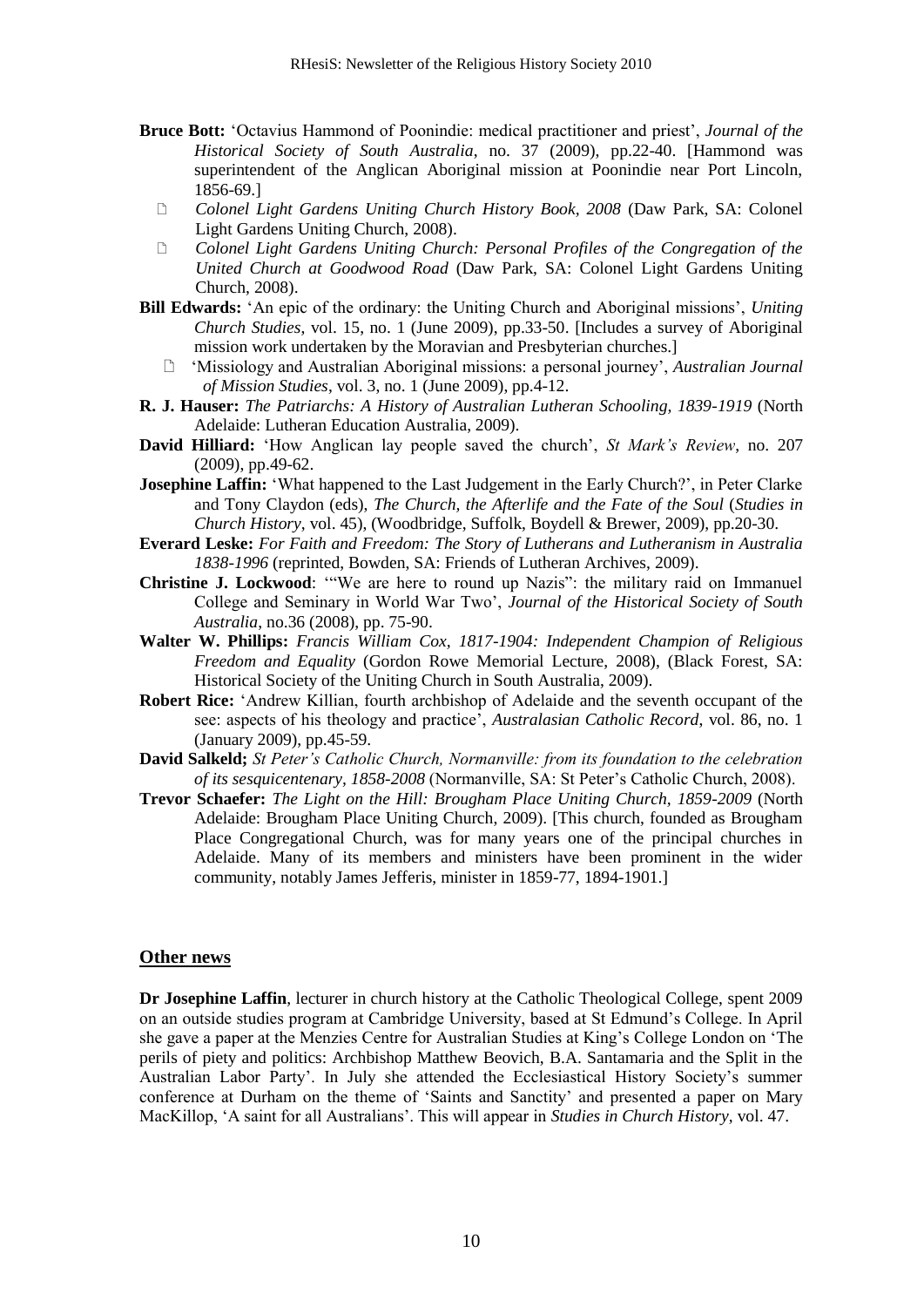**Bruce Bott:** 'Octavius Hammond of Poonindie: medical practitioner and priest', *Journal of the Historical Society of South Australia*, no. 37 (2009), pp.22-40. [Hammond was superintendent of the Anglican Aboriginal mission at Poonindie near Port Lincoln, 1856-69.]

- *Colonel Light Gardens Uniting Church History Book, 2008* (Daw Park, SA: Colonel Light Gardens Uniting Church, 2008).
- *Colonel Light Gardens Uniting Church: Personal Profiles of the Congregation of the United Church at Goodwood Road* (Daw Park, SA: Colonel Light Gardens Uniting Church, 2008).

**Bill Edwards:** 'An epic of the ordinary: the Uniting Church and Aboriginal missions', *Uniting Church Studies*, vol. 15, no. 1 (June 2009), pp.33-50. [Includes a survey of Aboriginal mission work undertaken by the Moravian and Presbyterian churches.]

- 'Missiology and Australian Aboriginal missions: a personal journey', *Australian Journal of Mission Studies*, vol. 3, no. 1 (June 2009), pp.4-12.

**R. J. Hauser:** *The Patriarchs: A History of Australian Lutheran Schooling, 1839-1919* (North Adelaide: Lutheran Education Australia, 2009).

**David Hilliard:** 'How Anglican lay people saved the church', *St Mark's Review*, no. 207 (2009), pp.49-62.

**Josephine Laffin:** 'What happened to the Last Judgement in the Early Church?', in Peter Clarke and Tony Claydon (eds), *The Church, the Afterlife and the Fate of the Soul* (*Studies in Church History*, vol. 45), (Woodbridge, Suffolk, Boydell & Brewer, 2009), pp.20-30.

**Everard Leske:** *For Faith and Freedom: The Story of Lutherans and Lutheranism in Australia 1838-1996* (reprinted, Bowden, SA: Friends of Lutheran Archives, 2009).

**Christine J. Lockwood**: '"We are here to round up Nazis": the military raid on Immanuel College and Seminary in World War Two', *Journal of the Historical Society of South Australia*, no.36 (2008), pp. 75-90.

**Walter W. Phillips:** *Francis William Cox, 1817-1904: Independent Champion of Religious Freedom and Equality* (Gordon Rowe Memorial Lecture, 2008), (Black Forest, SA: Historical Society of the Uniting Church in South Australia, 2009).

**Robert Rice:** 'Andrew Killian, fourth archbishop of Adelaide and the seventh occupant of the see: aspects of his theology and practice', *Australasian Catholic Record*, vol. 86, no. 1 (January 2009), pp.45-59.

**David Salkeld;** *St Peter's Catholic Church, Normanville: from its foundation to the celebration of its sesquicentenary, 1858-2008* (Normanville, SA: St Peter's Catholic Church, 2008).

**Trevor Schaefer:** *The Light on the Hill: Brougham Place Uniting Church, 1859-2009* (North Adelaide: Brougham Place Uniting Church, 2009). [This church, founded as Brougham Place Congregational Church, was for many years one of the principal churches in Adelaide. Many of its members and ministers have been prominent in the wider community, notably James Jefferis, minister in 1859-77, 1894-1901.]

## Other news

**Dr Josephine Laffin**, lecturer in church history at the Catholic Theological College, spent 2009 on an outside studies program at Cambridge University, based at St Edmund's College. In April she gave a paper at the Menzies Centre for Australian Studies at King's College London on 'The perils of piety and politics: Archbishop Matthew Beovich, B.A. Santamaria and the Split in the Australian Labor Party'. In July she attended the Ecclesiastical History Society's summer conference at Durham on the theme of 'Saints and Sanctity' and presented a paper on Mary MacKillop, 'A saint for all Australians'. This will appear in *Studies in Church History*, vol. 47.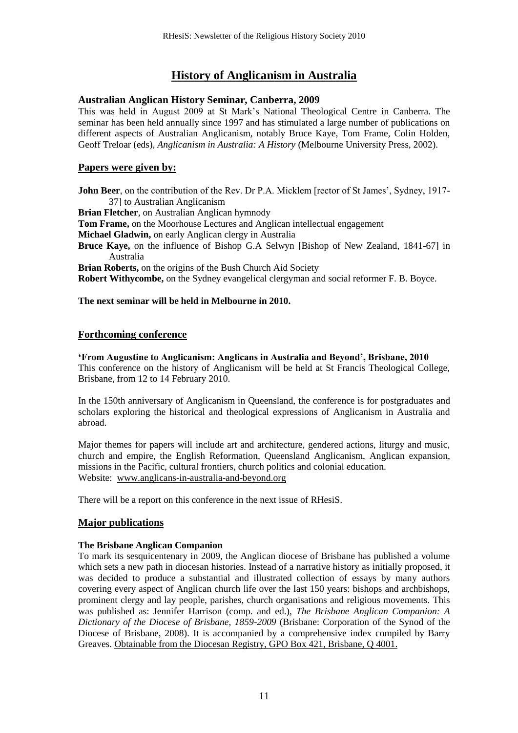# History of Anglicanism in Australia

### Australian Anglican History Seminar, Canberra, 2009

This was held in August 2009 at St Mark's National Theological Centre in Canberra. The seminar has been held annually since 1997 and has stimulated a large number of publications on different aspects of Australian Anglicanism, notably Bruce Kaye, Tom Frame, Colin Holden, Geoff Treloar (eds), *Anglicanism in Australia: A History* (Melbourne University Press, 2002).

## Papers were given by:

**John Beer**, on the contribution of the Rev. Dr P.A. Micklem [rector of St James', Sydney, 1917-37] to Australian Anglicanism

**Brian Fletcher**, on Australian Anglican hymnody

**Tom Frame,** on the Moorhouse Lectures and Anglican intellectual engagement

**Michael Gladwin,** on early Anglican clergy in Australia

**Bruce Kaye,** on the influence of Bishop G.A Selwyn [Bishop of New Zealand, 1841-67] in Australia

**Brian Roberts,** on the origins of the Bush Church Aid Society

**Robert Withycombe,** on the Sydney evangelical clergyman and social reformer F. B. Boyce.

**The next seminar will be held in Melbourne in 2010.**

## Forthcoming conference

**'From Augustine to Anglicanism: Anglicans in Australia and Beyond', Brisbane, 2010**

This conference on the history of Anglicanism will be held at St Francis Theological College, Brisbane, from 12 to 14 February 2010.

In the 150th anniversary of Anglicanism in Queensland, the conference is for postgraduates and scholars exploring the historical and theological expressions of Anglicanism in Australia and abroad.

Major themes for papers will include art and architecture, gendered actions, liturgy and music, church and empire, the English Reformation, Queensland Anglicanism, Anglican expansion, missions in the Pacific, cultural frontiers, church politics and colonial education.
Website: www.anglicans-in-australia-and-beyond.org

There will be a report on this conference in the next issue of RHesiS.

## Major publications

**The Brisbane Anglican Companion**

To mark its sesquicentenary in 2009, the Anglican diocese of Brisbane has published a volume which sets a new path in diocesan histories. Instead of a narrative history as initially proposed, it was decided to produce a substantial and illustrated collection of essays by many authors covering every aspect of Anglican church life over the last 150 years: bishops and archbishops, prominent clergy and lay people, parishes, church organisations and religious movements. This was published as: Jennifer Harrison (comp. and ed.), *The Brisbane Anglican Companion: A Dictionary of the Diocese of Brisbane, 1859-2009* (Brisbane: Corporation of the Synod of the Diocese of Brisbane, 2008). It is accompanied by a comprehensive index compiled by Barry Greaves. Obtainable from the Diocesan Registry, GPO Box 421, Brisbane, Q 4001.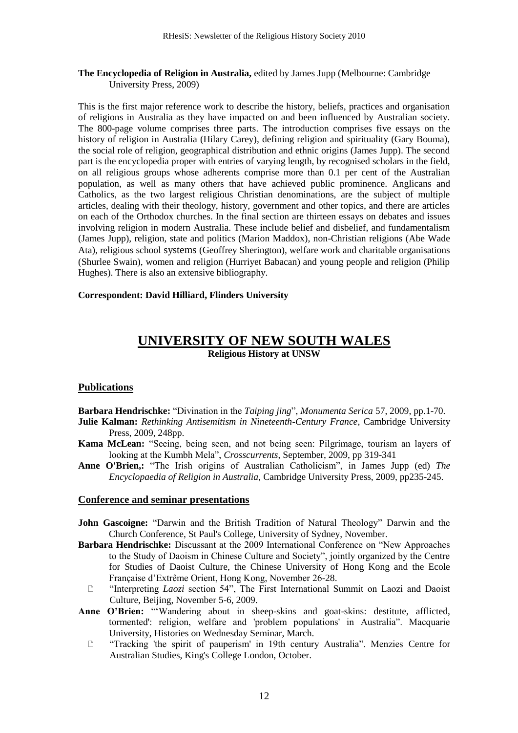**The Encyclopedia of Religion in Australia,** edited by James Jupp (Melbourne: Cambridge University Press, 2009)

This is the first major reference work to describe the history, beliefs, practices and organisation of religions in Australia as they have impacted on and been influenced by Australian society. The 800-page volume comprises three parts. The introduction comprises five essays on the history of religion in Australia (Hilary Carey), defining religion and spirituality (Gary Bouma), the social role of religion, geographical distribution and ethnic origins (James Jupp). The second part is the encyclopedia proper with entries of varying length, by recognised scholars in the field, on all religious groups whose adherents comprise more than 0.1 per cent of the Australian population, as well as many others that have achieved public prominence. Anglicans and Catholics, as the two largest religious Christian denominations, are the subject of multiple articles, dealing with their theology, history, government and other topics, and there are articles on each of the Orthodox churches. In the final section are thirteen essays on debates and issues involving religion in modern Australia. These include belief and disbelief, and fundamentalism (James Jupp), religion, state and politics (Marion Maddox), non-Christian religions (Abe Wade Ata), religious school systems (Geoffrey Sherington), welfare work and charitable organisations (Shurlee Swain), women and religion (Hurriyet Babacan) and young people and religion (Philip Hughes). There is also an extensive bibliography.

**Correspondent: David Hilliard, Flinders University**

# UNIVERSITY OF NEW SOUTH WALES

**Religious History at UNSW**

## Publications

**Barbara Hendrischke:** "Divination in the *Taiping jing*", *Monumenta Serica* 57, 2009, pp.1-70.

**Julie Kalman:** *Rethinking Antisemitism in Nineteenth-Century France*, Cambridge University Press, 2009, 248pp.

**Kama McLean:** "Seeing, being seen, and not being seen: Pilgrimage, tourism an layers of looking at the Kumbh Mela", *Crosscurrents*, September, 2009, pp 319-341

**Anne O'Brien,:** "The Irish origins of Australian Catholicism", in James Jupp (ed) *The Encyclopaedia of Religion in Australia*, Cambridge University Press, 2009, pp235-245.

## Conference and seminar presentations

**John Gascoigne:** "Darwin and the British Tradition of Natural Theology" Darwin and the Church Conference, St Paul's College, University of Sydney, November.

**Barbara Hendrischke:** Discussant at the 2009 International Conference on "New Approaches to the Study of Daoism in Chinese Culture and Society", jointly organized by the Centre for Studies of Daoist Culture, the Chinese University of Hong Kong and the Ecole Française d'Extrême Orient, Hong Kong, November 26-28.

- "Interpreting *Laozi* section 54", The First International Summit on Laozi and Daoist Culture, Beijing, November 5-6, 2009.

**Anne O'Brien:** "'Wandering about in sheep-skins and goat-skins: destitute, afflicted, tormented': religion, welfare and 'problem populations' in Australia". Macquarie University, Histories on Wednesday Seminar, March.

- "Tracking 'the spirit of pauperism' in 19th century Australia". Menzies Centre for Australian Studies, King's College London, October.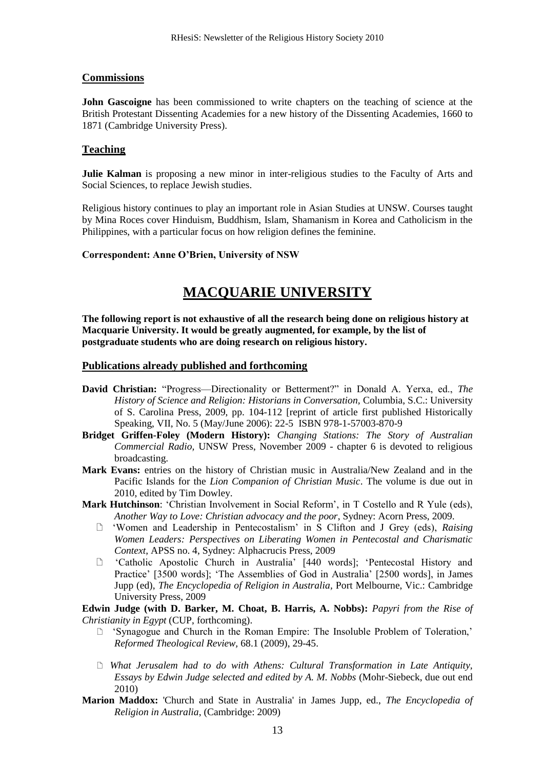## Commissions

**John Gascoigne** has been commissioned to write chapters on the teaching of science at the British Protestant Dissenting Academies for a new history of the Dissenting Academies, 1660 to 1871 (Cambridge University Press).

## Teaching

**Julie Kalman** is proposing a new minor in inter-religious studies to the Faculty of Arts and Social Sciences, to replace Jewish studies.

Religious history continues to play an important role in Asian Studies at UNSW. Courses taught by Mina Roces cover Hinduism, Buddhism, Islam, Shamanism in Korea and Catholicism in the Philippines, with a particular focus on how religion defines the feminine.

**Correspondent: Anne O'Brien, University of NSW**

# MACQUARIE UNIVERSITY

**The following report is not exhaustive of all the research being done on religious history at Macquarie University. It would be greatly augmented, for example, by the list of postgraduate students who are doing research on religious history.**

## Publications already published and forthcoming

**David Christian:** "Progress—Directionality or Betterment?" in Donald A. Yerxa, ed., *The History of Science and Religion: Historians in Conversation*, Columbia, S.C.: University of S. Carolina Press, 2009, pp. 104-112 [reprint of article first published Historically Speaking, VII, No. 5 (May/June 2006): 22-5 ISBN 978-1-57003-870-9

**Bridget Griffen-Foley (Modern History):** *Changing Stations: The Story of Australian Commercial Radio*, UNSW Press, November 2009 - chapter 6 is devoted to religious broadcasting.

**Mark Evans:** entries on the history of Christian music in Australia/New Zealand and in the Pacific Islands for the *Lion Companion of Christian Music*. The volume is due out in 2010, edited by Tim Dowley.

**Mark Hutchinson**: 'Christian Involvement in Social Reform', in T Costello and R Yule (eds), *Another Way to Love: Christian advocacy and the poor*, Sydney: Acorn Press, 2009.

- 'Women and Leadership in Pentecostalism' in S Clifton and J Grey (eds), *Raising Women Leaders: Perspectives on Liberating Women in Pentecostal and Charismatic Context*, APSS no. 4, Sydney: Alphacrucis Press, 2009
- 'Catholic Apostolic Church in Australia' [440 words]; 'Pentecostal History and Practice' [3500 words]; 'The Assemblies of God in Australia' [2500 words], in James Jupp (ed), *The Encyclopedia of Religion in Australia*, Port Melbourne, Vic.: Cambridge University Press, 2009

**Edwin Judge (with D. Barker, M. Choat, B. Harris, A. Nobbs):** *Papyri from the Rise of Christianity in Egypt* (CUP, forthcoming).

- 'Synagogue and Church in the Roman Empire: The Insoluble Problem of Toleration,' *Reformed Theological Review*, 68.1 (2009), 29-45.
- *What Jerusalem had to do with Athens: Cultural Transformation in Late Antiquity, Essays by Edwin Judge selected and edited by A. M. Nobbs* (Mohr-Siebeck, due out end 2010)

**Marion Maddox:** 'Church and State in Australia' in James Jupp, ed., *The Encyclopedia of Religion in Australia*, (Cambridge: 2009)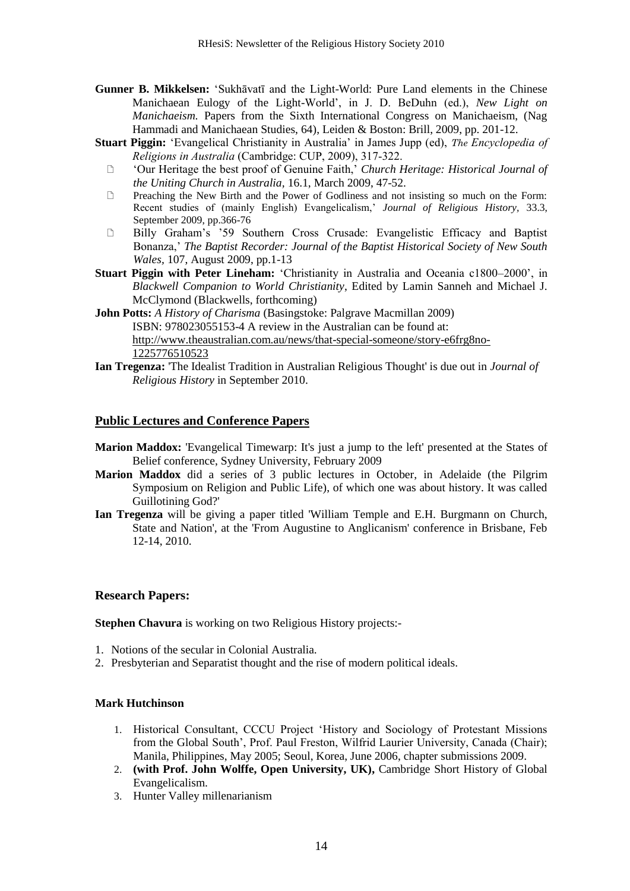**Gunner B. Mikkelsen:** 'Sukhāvatī and the Light-World: Pure Land elements in the Chinese Manichaean Eulogy of the Light-World', in J. D. BeDuhn (ed.), *New Light on Manichaeism.* Papers from the Sixth International Congress on Manichaeism, (Nag Hammadi and Manichaean Studies, 64), Leiden & Boston: Brill, 2009, pp. 201-12.

**Stuart Piggin:** 'Evangelical Christianity in Australia' in James Jupp (ed), *The Encyclopedia of Religions in Australia* (Cambridge: CUP, 2009), 317-322.

- 'Our Heritage the best proof of Genuine Faith,' *Church Heritage: Historical Journal of the Uniting Church in Australia*, 16.1, March 2009, 47-52.
- Preaching the New Birth and the Power of Godliness and not insisting so much on the Form: Recent studies of (mainly English) Evangelicalism,' *Journal of Religious History,* 33.3, September 2009, pp.366-76
- Billy Graham's '59 Southern Cross Crusade: Evangelistic Efficacy and Baptist Bonanza,' *The Baptist Recorder: Journal of the Baptist Historical Society of New South Wales*, 107, August 2009, pp.1-13

**Stuart Piggin with Peter Lineham:** 'Christianity in Australia and Oceania c1800–2000', in *Blackwell Companion to World Christianity*, Edited by Lamin Sanneh and Michael J. McClymond (Blackwells, forthcoming)

**John Potts:** *A History of Charisma* (Basingstoke: Palgrave Macmillan 2009)
ISBN: 978023055153-4 A review in the Australian can be found at:
http://www.theaustralian.com.au/news/that-special-someone/story-e6frg8no-1225776510523

**Ian Tregenza:** 'The Idealist Tradition in Australian Religious Thought' is due out in *Journal of Religious History* in September 2010.

## Public Lectures and Conference Papers

**Marion Maddox:** 'Evangelical Timewarp: It's just a jump to the left' presented at the States of Belief conference, Sydney University, February 2009

**Marion Maddox** did a series of 3 public lectures in October, in Adelaide (the Pilgrim Symposium on Religion and Public Life), of which one was about history. It was called Guillotining God?'

**Ian Tregenza** will be giving a paper titled 'William Temple and E.H. Burgmann on Church, State and Nation', at the 'From Augustine to Anglicanism' conference in Brisbane, Feb 12-14, 2010.

## Research Papers:

**Stephen Chavura** is working on two Religious History projects:-

1. Notions of the secular in Colonial Australia.
2. Presbyterian and Separatist thought and the rise of modern political ideals.

**Mark Hutchinson**

1. Historical Consultant, CCCU Project 'History and Sociology of Protestant Missions from the Global South', Prof. Paul Freston, Wilfrid Laurier University, Canada (Chair); Manila, Philippines, May 2005; Seoul, Korea, June 2006, chapter submissions 2009.
2. **(with Prof. John Wolffe, Open University, UK),** Cambridge Short History of Global Evangelicalism.
3. Hunter Valley millenarianism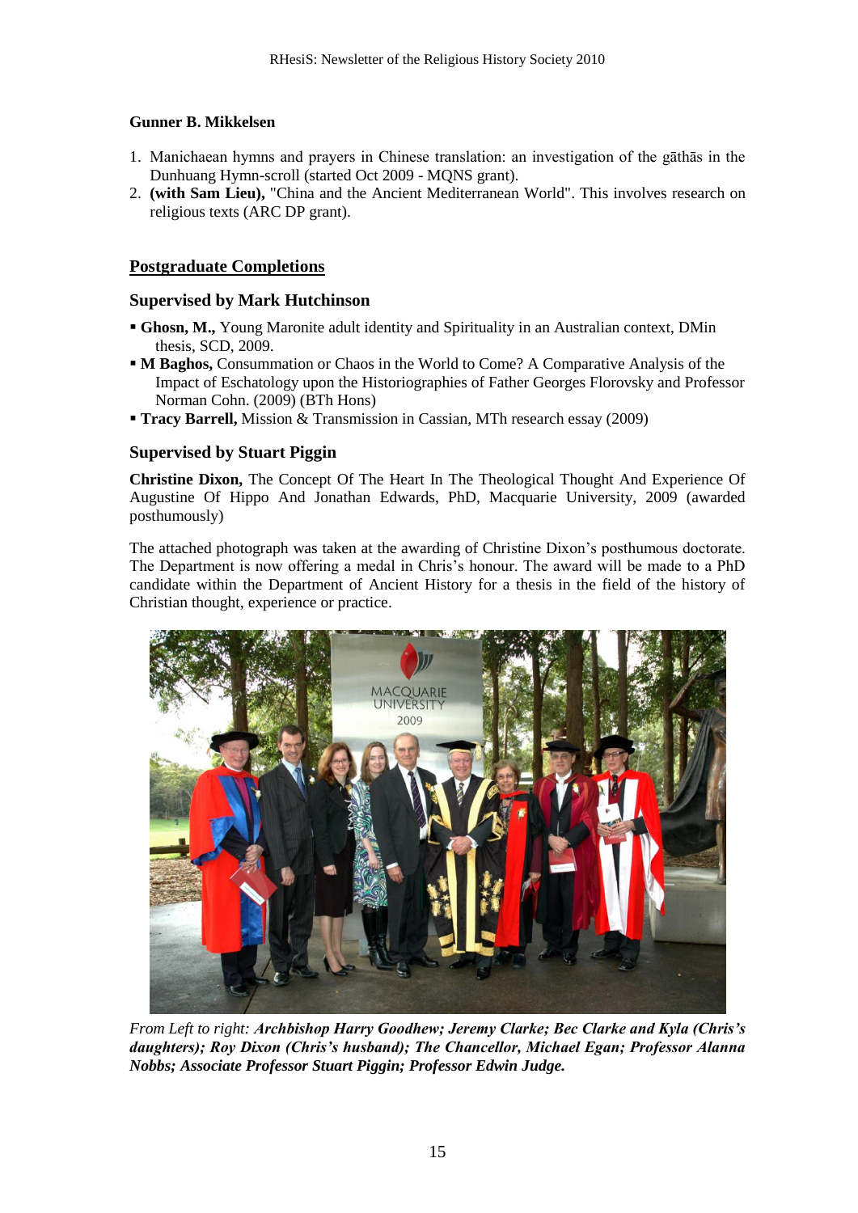#### Gunner B. Mikkelsen

1. Manichaean hymns and prayers in Chinese translation: an investigation of the gāthās in the Dunhuang Hymn-scroll (started Oct 2009 - MQNS grant).
2. **(with Sam Lieu),** "China and the Ancient Mediterranean World". This involves research on religious texts (ARC DP grant).

## Postgraduate Completions

### Supervised by Mark Hutchinson

- **Ghosn, M.,** Young Maronite adult identity and Spirituality in an Australian context, DMin thesis, SCD, 2009.
- **M Baghos,** Consummation or Chaos in the World to Come? A Comparative Analysis of the Impact of Eschatology upon the Historiographies of Father Georges Florovsky and Professor Norman Cohn. (2009) (BTh Hons)
- **Tracy Barrell,** Mission & Transmission in Cassian, MTh research essay (2009)

### Supervised by Stuart Piggin

**Christine Dixon,** The Concept Of The Heart In The Theological Thought And Experience Of Augustine Of Hippo And Jonathan Edwards, PhD, Macquarie University, 2009 (awarded posthumously)

The attached photograph was taken at the awarding of Christine Dixon's posthumous doctorate. The Department is now offering a medal in Chris's honour. The award will be made to a PhD candidate within the Department of Ancient History for a thesis in the field of the history of Christian thought, experience or practice.

*From Left to right:* ***Archbishop Harry Goodhew; Jeremy Clarke; Bec Clarke and Kyla (Chris's daughters); Roy Dixon (Chris's husband); The Chancellor, Michael Egan; Professor Alanna Nobbs; Associate Professor Stuart Piggin; Professor Edwin Judge.***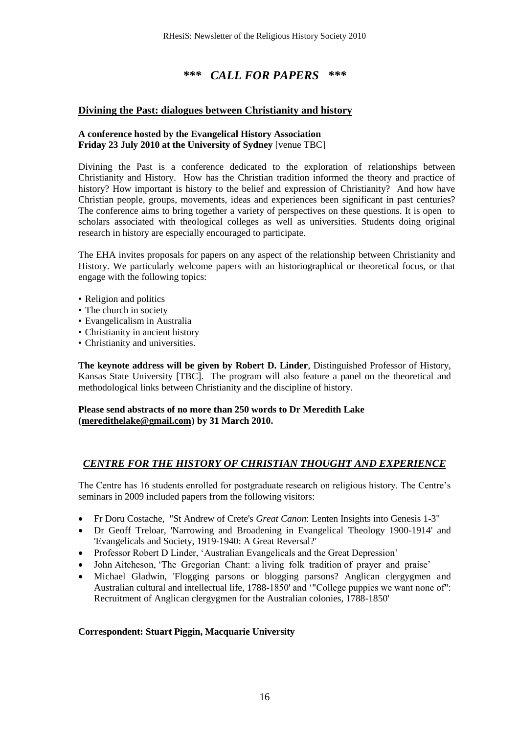# *** *CALL FOR PAPERS* ***

## Divining the Past: dialogues between Christianity and history

**A conference hosted by the Evangelical History Association**
**Friday 23 July 2010 at the University of Sydney** [venue TBC]

Divining the Past is a conference dedicated to the exploration of relationships between Christianity and History. How has the Christian tradition informed the theory and practice of history? How important is history to the belief and expression of Christianity? And how have Christian people, groups, movements, ideas and experiences been significant in past centuries? The conference aims to bring together a variety of perspectives on these questions. It is open to scholars associated with theological colleges as well as universities. Students doing original research in history are especially encouraged to participate.

The EHA invites proposals for papers on any aspect of the relationship between Christianity and History. We particularly welcome papers with an historiographical or theoretical focus, or that engage with the following topics:

- Religion and politics
- The church in society
- Evangelicalism in Australia
- Christianity in ancient history
- Christianity and universities.

**The keynote address will be given by Robert D. Linder**, Distinguished Professor of History, Kansas State University [TBC]. The program will also feature a panel on the theoretical and methodological links between Christianity and the discipline of history.

**Please send abstracts of no more than 250 words to Dr Meredith Lake (meredithelake@gmail.com) by 31 March 2010.**

## *CENTRE FOR THE HISTORY OF CHRISTIAN THOUGHT AND EXPERIENCE*

The Centre has 16 students enrolled for postgraduate research on religious history. The Centre's seminars in 2009 included papers from the following visitors:

- Fr Doru Costache, "St Andrew of Crete's *Great Canon*: Lenten Insights into Genesis 1-3"
- Dr Geoff Treloar, 'Narrowing and Broadening in Evangelical Theology 1900-1914' and 'Evangelicals and Society, 1919-1940: A Great Reversal?'
- Professor Robert D Linder, 'Australian Evangelicals and the Great Depression'
- John Aitcheson, 'The Gregorian Chant: a living folk tradition of prayer and praise'
- Michael Gladwin, 'Flogging parsons or blogging parsons? Anglican clergygmen and Australian cultural and intellectual life, 1788-1850' and '"College puppies we want none of": Recruitment of Anglican clergygmen for the Australian colonies, 1788-1850'

**Correspondent: Stuart Piggin, Macquarie University**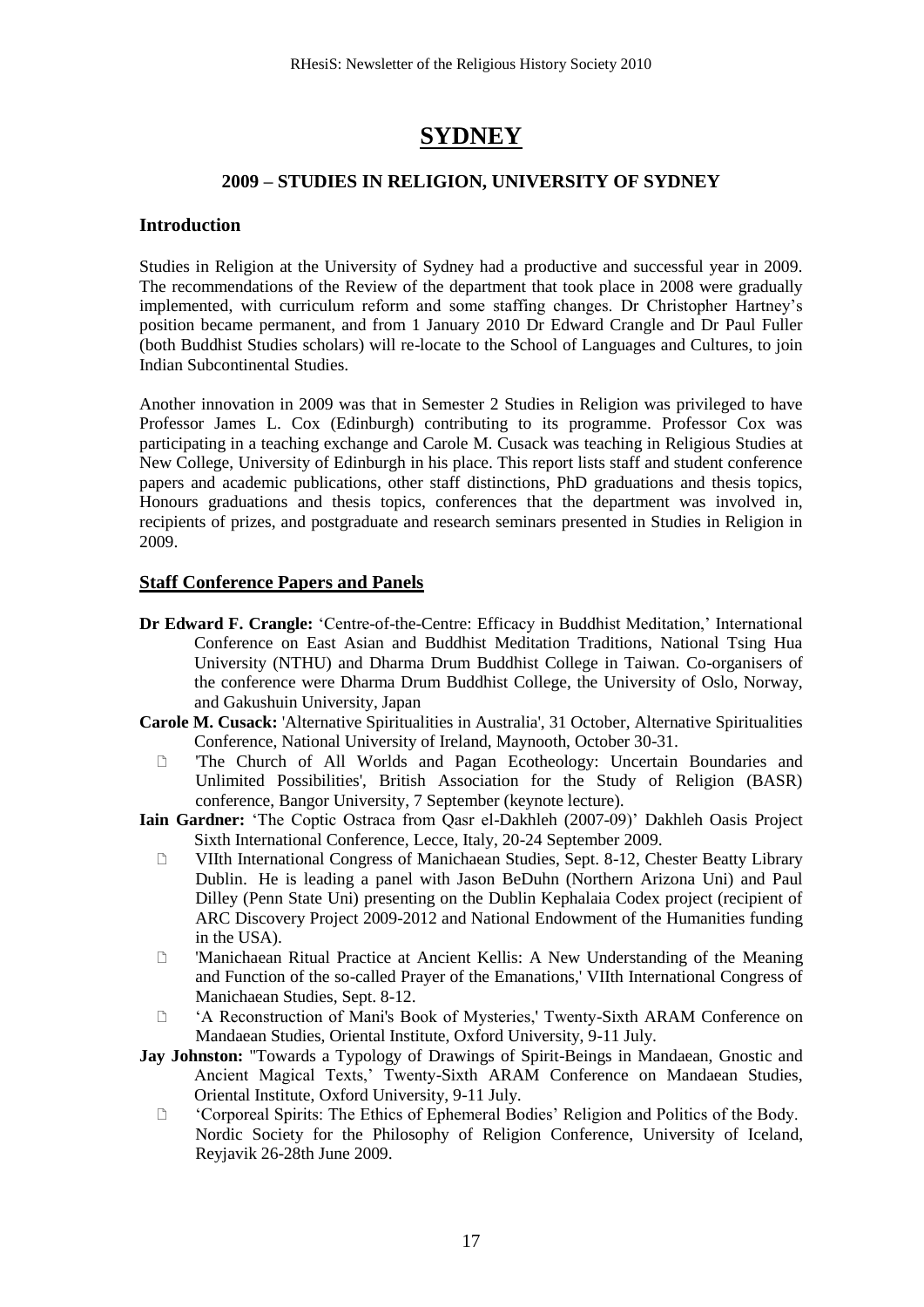# SYDNEY

## 2009 – STUDIES IN RELIGION, UNIVERSITY OF SYDNEY

### Introduction

Studies in Religion at the University of Sydney had a productive and successful year in 2009. The recommendations of the Review of the department that took place in 2008 were gradually implemented, with curriculum reform and some staffing changes. Dr Christopher Hartney's position became permanent, and from 1 January 2010 Dr Edward Crangle and Dr Paul Fuller (both Buddhist Studies scholars) will re-locate to the School of Languages and Cultures, to join Indian Subcontinental Studies.

Another innovation in 2009 was that in Semester 2 Studies in Religion was privileged to have Professor James L. Cox (Edinburgh) contributing to its programme. Professor Cox was participating in a teaching exchange and Carole M. Cusack was teaching in Religious Studies at New College, University of Edinburgh in his place. This report lists staff and student conference papers and academic publications, other staff distinctions, PhD graduations and thesis topics, Honours graduations and thesis topics, conferences that the department was involved in, recipients of prizes, and postgraduate and research seminars presented in Studies in Religion in 2009.

### Staff Conference Papers and Panels

**Dr Edward F. Crangle:** 'Centre-of-the-Centre: Efficacy in Buddhist Meditation,' International Conference on East Asian and Buddhist Meditation Traditions, National Tsing Hua University (NTHU) and Dharma Drum Buddhist College in Taiwan. Co-organisers of the conference were Dharma Drum Buddhist College, the University of Oslo, Norway, and Gakushuin University, Japan

**Carole M. Cusack:** 'Alternative Spiritualities in Australia', 31 October, Alternative Spiritualities Conference, National University of Ireland, Maynooth, October 30-31.

- 'The Church of All Worlds and Pagan Ecotheology: Uncertain Boundaries and Unlimited Possibilities', British Association for the Study of Religion (BASR) conference, Bangor University, 7 September (keynote lecture).

**Iain Gardner:** 'The Coptic Ostraca from Qasr el-Dakhleh (2007-09)' Dakhleh Oasis Project Sixth International Conference, Lecce, Italy, 20-24 September 2009.

- VIIth International Congress of Manichaean Studies, Sept. 8-12, Chester Beatty Library Dublin. He is leading a panel with Jason BeDuhn (Northern Arizona Uni) and Paul Dilley (Penn State Uni) presenting on the Dublin Kephalaia Codex project (recipient of ARC Discovery Project 2009-2012 and National Endowment of the Humanities funding in the USA).
- 'Manichaean Ritual Practice at Ancient Kellis: A New Understanding of the Meaning and Function of the so-called Prayer of the Emanations,' VIIth International Congress of Manichaean Studies, Sept. 8-12.
- 'A Reconstruction of Mani's Book of Mysteries,' Twenty-Sixth ARAM Conference on Mandaean Studies, Oriental Institute, Oxford University, 9-11 July.

**Jay Johnston:** "Towards a Typology of Drawings of Spirit-Beings in Mandaean, Gnostic and Ancient Magical Texts,' Twenty-Sixth ARAM Conference on Mandaean Studies, Oriental Institute, Oxford University, 9-11 July.

- 'Corporeal Spirits: The Ethics of Ephemeral Bodies' Religion and Politics of the Body. Nordic Society for the Philosophy of Religion Conference, University of Iceland, Reyjavik 26-28th June 2009.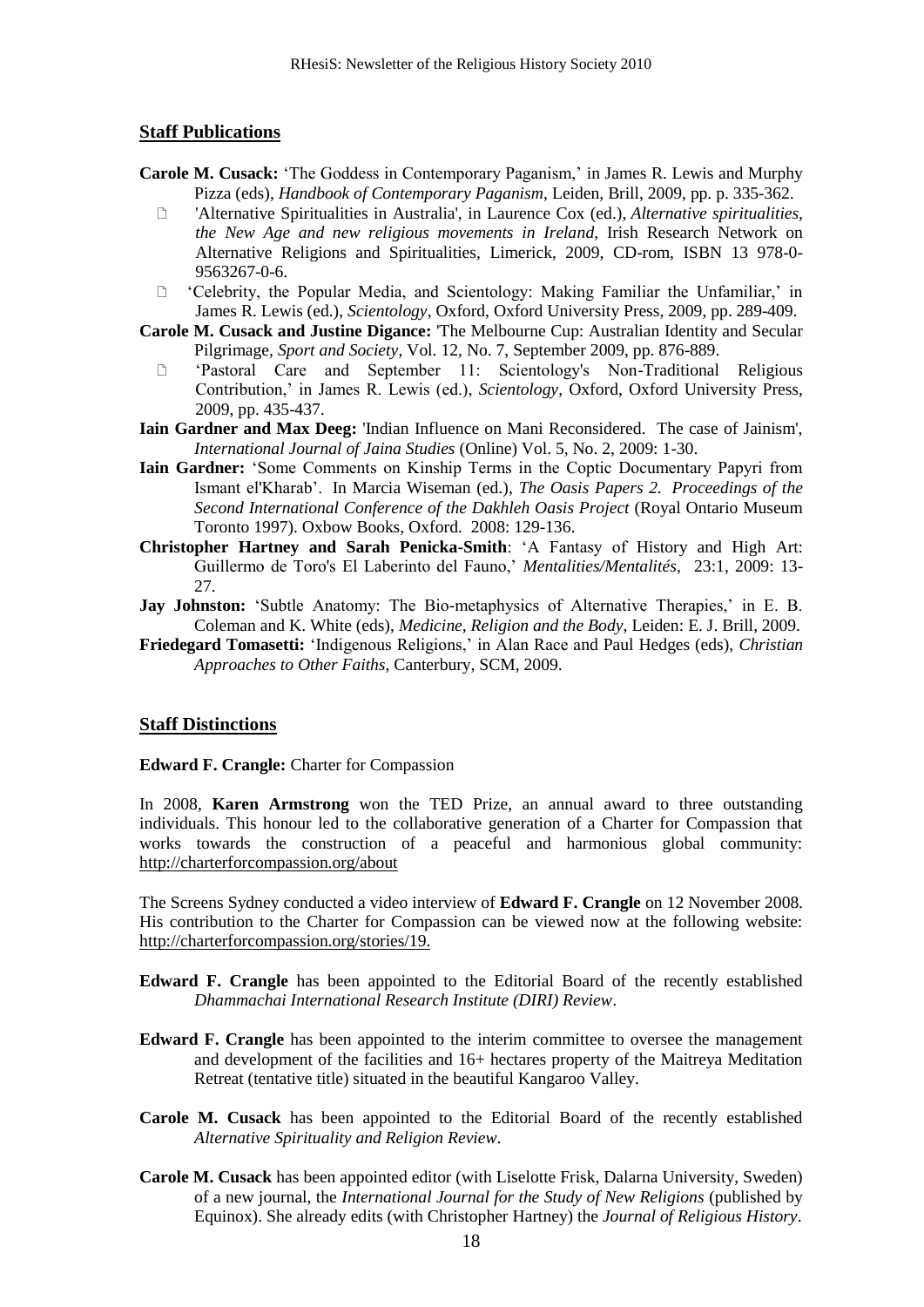## Staff Publications

**Carole M. Cusack:** 'The Goddess in Contemporary Paganism,' in James R. Lewis and Murphy Pizza (eds), *Handbook of Contemporary Paganism*, Leiden, Brill, 2009, pp. p. 335-362.

- 'Alternative Spiritualities in Australia', in Laurence Cox (ed.), *Alternative spiritualities, the New Age and new religious movements in Ireland*, Irish Research Network on Alternative Religions and Spiritualities, Limerick, 2009, CD-rom, ISBN 13 978-0-9563267-0-6.
- 'Celebrity, the Popular Media, and Scientology: Making Familiar the Unfamiliar,' in James R. Lewis (ed.), *Scientology*, Oxford, Oxford University Press, 2009, pp. 289-409.

**Carole M. Cusack and Justine Digance:** 'The Melbourne Cup: Australian Identity and Secular Pilgrimage, *Sport and Society*, Vol. 12, No. 7, September 2009, pp. 876-889.

- 'Pastoral Care and September 11: Scientology's Non-Traditional Religious Contribution,' in James R. Lewis (ed.), *Scientology*, Oxford, Oxford University Press, 2009, pp. 435-437.

**Iain Gardner and Max Deeg:** 'Indian Influence on Mani Reconsidered. The case of Jainism', *International Journal of Jaina Studies* (Online) Vol. 5, No. 2, 2009: 1-30.

**Iain Gardner:** 'Some Comments on Kinship Terms in the Coptic Documentary Papyri from Ismant el'Kharab'. In Marcia Wiseman (ed.), *The Oasis Papers 2. Proceedings of the Second International Conference of the Dakhleh Oasis Project* (Royal Ontario Museum Toronto 1997). Oxbow Books, Oxford. 2008: 129-136.

**Christopher Hartney and Sarah Penicka-Smith**: 'A Fantasy of History and High Art: Guillermo de Toro's El Laberinto del Fauno,' *Mentalities/Mentalités*, 23:1, 2009: 13-27.

**Jay Johnston:** 'Subtle Anatomy: The Bio-metaphysics of Alternative Therapies,' in E. B. Coleman and K. White (eds), *Medicine, Religion and the Body*, Leiden: E. J. Brill, 2009.

**Friedegard Tomasetti:** 'Indigenous Religions,' in Alan Race and Paul Hedges (eds), *Christian Approaches to Other Faiths*, Canterbury, SCM, 2009.

## Staff Distinctions

**Edward F. Crangle:** Charter for Compassion

In 2008, **Karen Armstrong** won the TED Prize, an annual award to three outstanding individuals. This honour led to the collaborative generation of a Charter for Compassion that works towards the construction of a peaceful and harmonious global community: http://charterforcompassion.org/about

The Screens Sydney conducted a video interview of **Edward F. Crangle** on 12 November 2008. His contribution to the Charter for Compassion can be viewed now at the following website: http://charterforcompassion.org/stories/19.

**Edward F. Crangle** has been appointed to the Editorial Board of the recently established *Dhammachai International Research Institute (DIRI) Review*.

**Edward F. Crangle** has been appointed to the interim committee to oversee the management and development of the facilities and 16+ hectares property of the Maitreya Meditation Retreat (tentative title) situated in the beautiful Kangaroo Valley.

**Carole M. Cusack** has been appointed to the Editorial Board of the recently established *Alternative Spirituality and Religion Review*.

**Carole M. Cusack** has been appointed editor (with Liselotte Frisk, Dalarna University, Sweden) of a new journal, the *International Journal for the Study of New Religions* (published by Equinox). She already edits (with Christopher Hartney) the *Journal of Religious History*.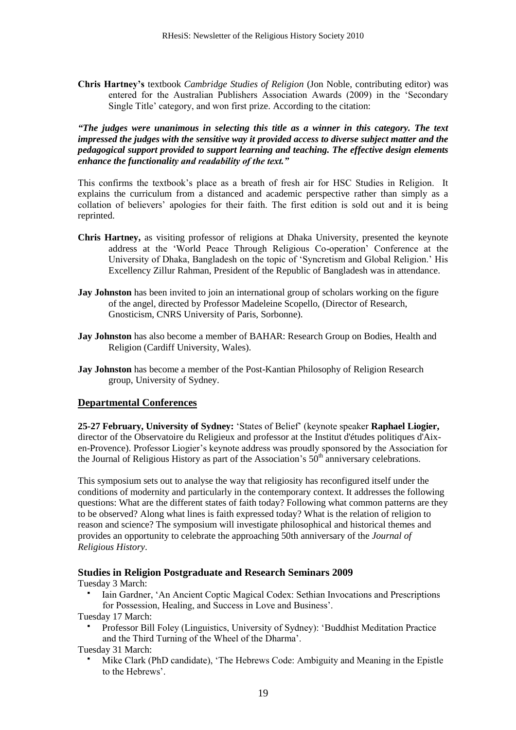**Chris Hartney's** textbook *Cambridge Studies of Religion* (Jon Noble, contributing editor) was entered for the Australian Publishers Association Awards (2009) in the 'Secondary Single Title' category, and won first prize. According to the citation:

***"The judges were unanimous in selecting this title as a winner in this category. The text impressed the judges with the sensitive way it provided access to diverse subject matter and the pedagogical support provided to support learning and teaching. The effective design elements enhance the functionality and readability of the text."***

This confirms the textbook's place as a breath of fresh air for HSC Studies in Religion. It explains the curriculum from a distanced and academic perspective rather than simply as a collation of believers' apologies for their faith. The first edition is sold out and it is being reprinted.

**Chris Hartney,** as visiting professor of religions at Dhaka University, presented the keynote address at the 'World Peace Through Religious Co-operation' Conference at the University of Dhaka, Bangladesh on the topic of 'Syncretism and Global Religion.' His Excellency Zillur Rahman, President of the Republic of Bangladesh was in attendance.

**Jay Johnston** has been invited to join an international group of scholars working on the figure of the angel, directed by Professor Madeleine Scopello, (Director of Research, Gnosticism, CNRS University of Paris, Sorbonne).

**Jay Johnston** has also become a member of BAHAR: Research Group on Bodies, Health and Religion (Cardiff University, Wales).

**Jay Johnston** has become a member of the Post-Kantian Philosophy of Religion Research group, University of Sydney.

## Departmental Conferences

**25-27 February, University of Sydney:** 'States of Belief' (keynote speaker **Raphael Liogier,** director of the Observatoire du Religieux and professor at the Institut d'études politiques d'Aix-en-Provence). Professor Liogier's keynote address was proudly sponsored by the Association for the Journal of Religious History as part of the Association's 50th anniversary celebrations.

This symposium sets out to analyse the way that religiosity has reconfigured itself under the conditions of modernity and particularly in the contemporary context. It addresses the following questions: What are the different states of faith today? Following what common patterns are they to be observed? Along what lines is faith expressed today? What is the relation of religion to reason and science? The symposium will investigate philosophical and historical themes and provides an opportunity to celebrate the approaching 50th anniversary of the *Journal of Religious History*.

### Studies in Religion Postgraduate and Research Seminars 2009

Tuesday 3 March:

- Iain Gardner, 'An Ancient Coptic Magical Codex: Sethian Invocations and Prescriptions for Possession, Healing, and Success in Love and Business'.

Tuesday 17 March:

- Professor Bill Foley (Linguistics, University of Sydney): 'Buddhist Meditation Practice and the Third Turning of the Wheel of the Dharma'.

Tuesday 31 March:

- Mike Clark (PhD candidate), 'The Hebrews Code: Ambiguity and Meaning in the Epistle to the Hebrews'.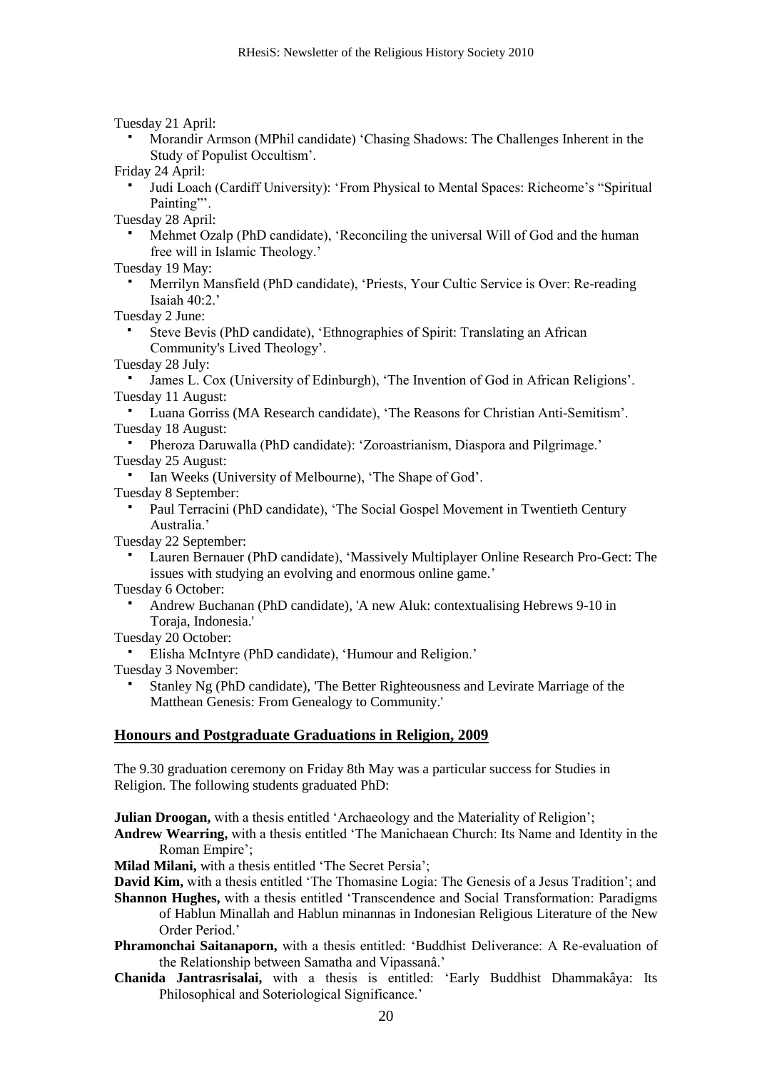Tuesday 21 April:

- Morandir Armson (MPhil candidate) 'Chasing Shadows: The Challenges Inherent in the Study of Populist Occultism'.

Friday 24 April:

- Judi Loach (Cardiff University): 'From Physical to Mental Spaces: Richeome's "Spiritual Painting"'.

Tuesday 28 April:

- Mehmet Ozalp (PhD candidate), 'Reconciling the universal Will of God and the human free will in Islamic Theology.'

Tuesday 19 May:

- Merrilyn Mansfield (PhD candidate), 'Priests, Your Cultic Service is Over: Re-reading Isaiah 40:2.'

Tuesday 2 June:

- Steve Bevis (PhD candidate), 'Ethnographies of Spirit: Translating an African Community's Lived Theology'.

Tuesday 28 July:

- James L. Cox (University of Edinburgh), 'The Invention of God in African Religions'.

Tuesday 11 August:

- Luana Gorriss (MA Research candidate), 'The Reasons for Christian Anti-Semitism'.

Tuesday 18 August:

- Pheroza Daruwalla (PhD candidate): 'Zoroastrianism, Diaspora and Pilgrimage.'

Tuesday 25 August:

- Ian Weeks (University of Melbourne), 'The Shape of God'.

Tuesday 8 September:

- Paul Terracini (PhD candidate), 'The Social Gospel Movement in Twentieth Century Australia.'

Tuesday 22 September:

- Lauren Bernauer (PhD candidate), 'Massively Multiplayer Online Research Pro-Gect: The issues with studying an evolving and enormous online game.'

Tuesday 6 October:

- Andrew Buchanan (PhD candidate), 'A new Aluk: contextualising Hebrews 9-10 in Toraja, Indonesia.'

Tuesday 20 October:

- Elisha McIntyre (PhD candidate), 'Humour and Religion.'

Tuesday 3 November:

- Stanley Ng (PhD candidate), 'The Better Righteousness and Levirate Marriage of the Matthean Genesis: From Genealogy to Community.'

## Honours and Postgraduate Graduations in Religion, 2009

The 9.30 graduation ceremony on Friday 8th May was a particular success for Studies in Religion. The following students graduated PhD:

**Julian Droogan,** with a thesis entitled 'Archaeology and the Materiality of Religion';

**Andrew Wearring,** with a thesis entitled 'The Manichaean Church: Its Name and Identity in the Roman Empire';

**Milad Milani,** with a thesis entitled 'The Secret Persia';

**David Kim,** with a thesis entitled 'The Thomasine Logia: The Genesis of a Jesus Tradition'; and

**Shannon Hughes,** with a thesis entitled 'Transcendence and Social Transformation: Paradigms of Hablun Minallah and Hablun minannas in Indonesian Religious Literature of the New Order Period.'

**Phramonchai Saitanaporn,** with a thesis entitled: 'Buddhist Deliverance: A Re-evaluation of the Relationship between Samatha and Vipassanâ.'

**Chanida Jantrasrisalai,** with a thesis is entitled: 'Early Buddhist Dhammakâya: Its Philosophical and Soteriological Significance.'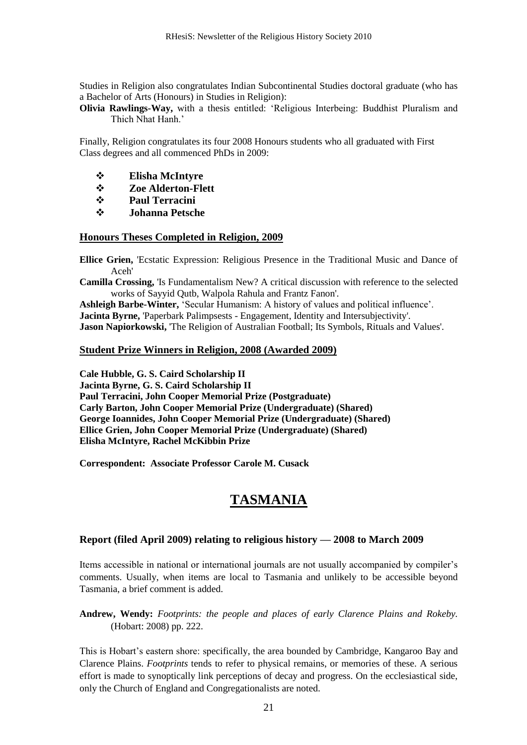Studies in Religion also congratulates Indian Subcontinental Studies doctoral graduate (who has a Bachelor of Arts (Honours) in Studies in Religion):

**Olivia Rawlings-Way,** with a thesis entitled: 'Religious Interbeing: Buddhist Pluralism and Thich Nhat Hanh.'

Finally, Religion congratulates its four 2008 Honours students who all graduated with First Class degrees and all commenced PhDs in 2009:

- **Elisha McIntyre**
- **Zoe Alderton-Flett**
- **Paul Terracini**
- **Johanna Petsche**

## Honours Theses Completed in Religion, 2009

**Ellice Grien,** 'Ecstatic Expression: Religious Presence in the Traditional Music and Dance of Aceh'

**Camilla Crossing,** 'Is Fundamentalism New? A critical discussion with reference to the selected works of Sayyid Qutb, Walpola Rahula and Frantz Fanon'.

**Ashleigh Barbe-Winter,** 'Secular Humanism: A history of values and political influence'.

**Jacinta Byrne,** 'Paperbark Palimpsests - Engagement, Identity and Intersubjectivity'.

**Jason Napiorkowski,** 'The Religion of Australian Football; Its Symbols, Rituals and Values'.

## Student Prize Winners in Religion, 2008 (Awarded 2009)

**Cale Hubble, G. S. Caird Scholarship II**
**Jacinta Byrne, G. S. Caird Scholarship II**
**Paul Terracini, John Cooper Memorial Prize (Postgraduate)**
**Carly Barton, John Cooper Memorial Prize (Undergraduate) (Shared)**
**George Ioannides, John Cooper Memorial Prize (Undergraduate) (Shared)**
**Ellice Grien, John Cooper Memorial Prize (Undergraduate) (Shared)**
**Elisha McIntyre, Rachel McKibbin Prize**

**Correspondent: Associate Professor Carole M. Cusack**

# TASMANIA

### Report (filed April 2009) relating to religious history — 2008 to March 2009

Items accessible in national or international journals are not usually accompanied by compiler's comments. Usually, when items are local to Tasmania and unlikely to be accessible beyond Tasmania, a brief comment is added.

**Andrew, Wendy:** *Footprints: the people and places of early Clarence Plains and Rokeby.* (Hobart: 2008) pp. 222.

This is Hobart's eastern shore: specifically, the area bounded by Cambridge, Kangaroo Bay and Clarence Plains. *Footprints* tends to refer to physical remains, or memories of these. A serious effort is made to synoptically link perceptions of decay and progress. On the ecclesiastical side, only the Church of England and Congregationalists are noted.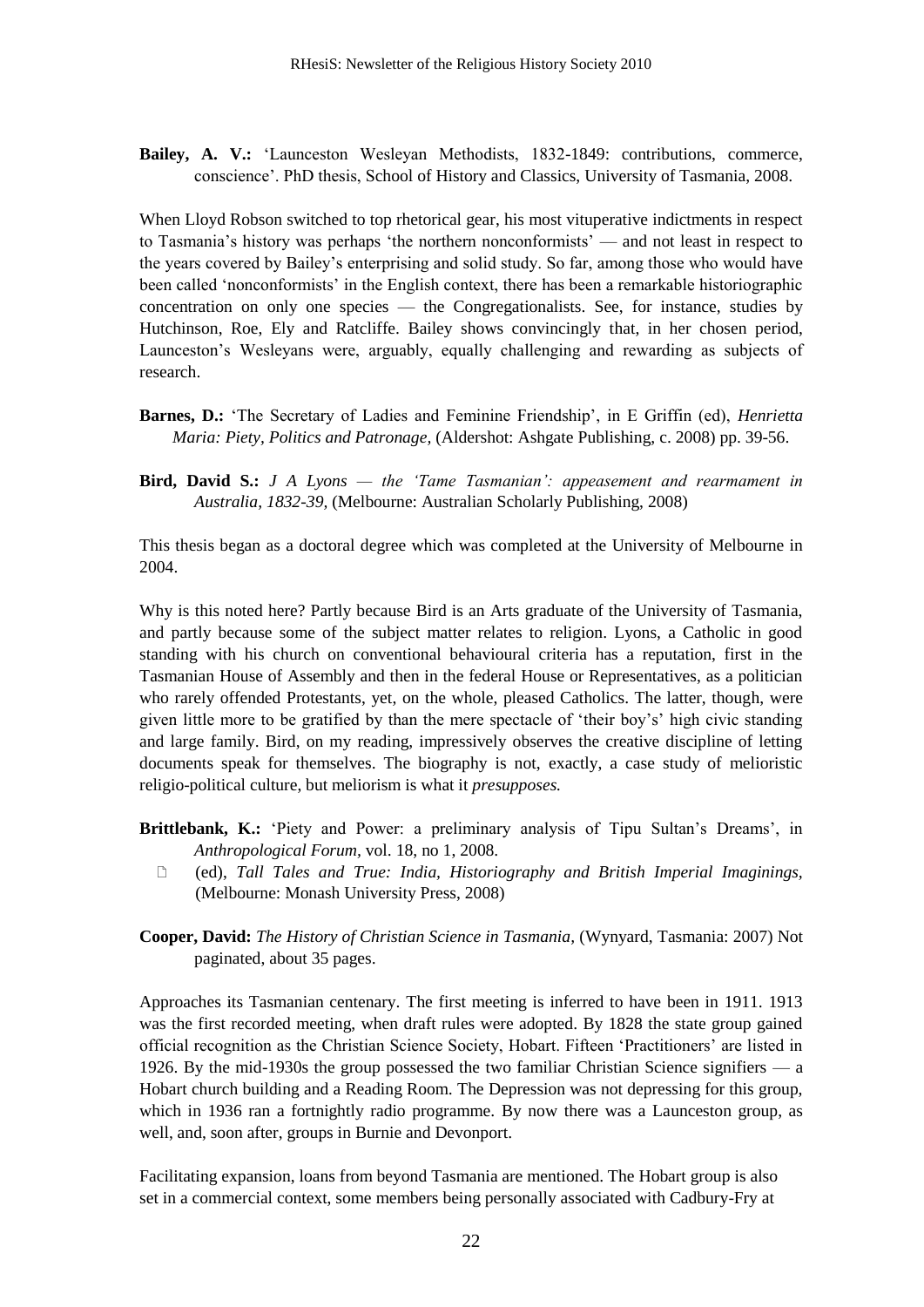**Bailey, A. V.:** 'Launceston Wesleyan Methodists, 1832-1849: contributions, commerce, conscience'. PhD thesis, School of History and Classics, University of Tasmania, 2008.

When Lloyd Robson switched to top rhetorical gear, his most vituperative indictments in respect to Tasmania's history was perhaps 'the northern nonconformists' — and not least in respect to the years covered by Bailey's enterprising and solid study. So far, among those who would have been called 'nonconformists' in the English context, there has been a remarkable historiographic concentration on only one species — the Congregationalists. See, for instance, studies by Hutchinson, Roe, Ely and Ratcliffe. Bailey shows convincingly that, in her chosen period, Launceston's Wesleyans were, arguably, equally challenging and rewarding as subjects of research.

**Barnes, D.:** 'The Secretary of Ladies and Feminine Friendship', in E Griffin (ed), *Henrietta Maria: Piety, Politics and Patronage,* (Aldershot: Ashgate Publishing, c. 2008) pp. 39-56.

**Bird, David S.:** *J A Lyons — the 'Tame Tasmanian': appeasement and rearmament in Australia, 1832-39,* (Melbourne: Australian Scholarly Publishing, 2008)

This thesis began as a doctoral degree which was completed at the University of Melbourne in 2004.

Why is this noted here? Partly because Bird is an Arts graduate of the University of Tasmania, and partly because some of the subject matter relates to religion. Lyons, a Catholic in good standing with his church on conventional behavioural criteria has a reputation, first in the Tasmanian House of Assembly and then in the federal House or Representatives, as a politician who rarely offended Protestants, yet, on the whole, pleased Catholics. The latter, though, were given little more to be gratified by than the mere spectacle of 'their boy's' high civic standing and large family. Bird, on my reading, impressively observes the creative discipline of letting documents speak for themselves. The biography is not, exactly, a case study of melioristic religio-political culture, but meliorism is what it *presupposes.*

**Brittlebank, K.:** 'Piety and Power: a preliminary analysis of Tipu Sultan's Dreams', in *Anthropological Forum*, vol. 18, no 1, 2008.

- (ed), *Tall Tales and True: India, Historiography and British Imperial Imaginings,* (Melbourne: Monash University Press, 2008)

**Cooper, David:** *The History of Christian Science in Tasmania*, (Wynyard, Tasmania: 2007) Not paginated, about 35 pages.

Approaches its Tasmanian centenary. The first meeting is inferred to have been in 1911. 1913 was the first recorded meeting, when draft rules were adopted. By 1828 the state group gained official recognition as the Christian Science Society, Hobart. Fifteen 'Practitioners' are listed in 1926. By the mid-1930s the group possessed the two familiar Christian Science signifiers — a Hobart church building and a Reading Room. The Depression was not depressing for this group, which in 1936 ran a fortnightly radio programme. By now there was a Launceston group, as well, and, soon after, groups in Burnie and Devonport.

Facilitating expansion, loans from beyond Tasmania are mentioned. The Hobart group is also set in a commercial context, some members being personally associated with Cadbury-Fry at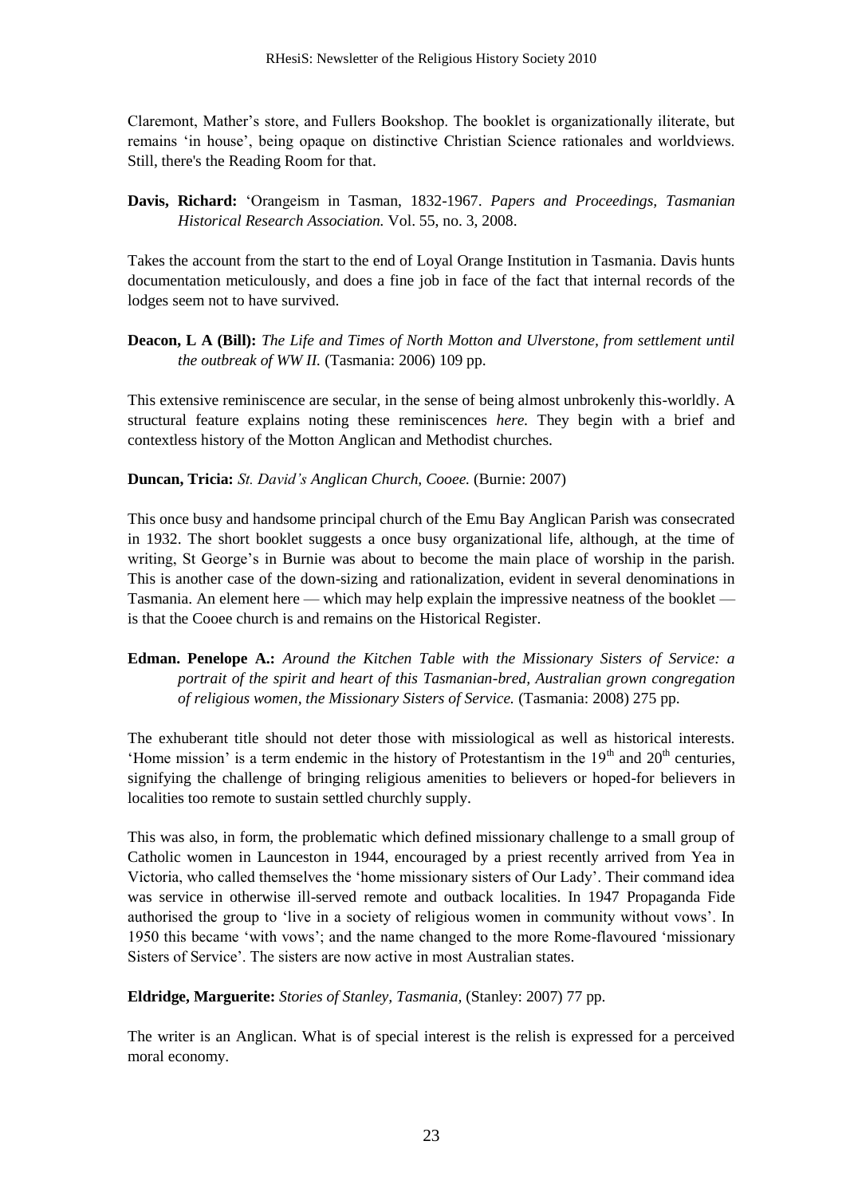Claremont, Mather's store, and Fullers Bookshop. The booklet is organizationally iliterate, but remains 'in house', being opaque on distinctive Christian Science rationales and worldviews. Still, there's the Reading Room for that.

**Davis, Richard:** 'Orangeism in Tasman, 1832-1967. *Papers and Proceedings, Tasmanian Historical Research Association.* Vol. 55, no. 3, 2008.

Takes the account from the start to the end of Loyal Orange Institution in Tasmania. Davis hunts documentation meticulously, and does a fine job in face of the fact that internal records of the lodges seem not to have survived.

**Deacon, L A (Bill):** *The Life and Times of North Motton and Ulverstone, from settlement until the outbreak of WW II.* (Tasmania: 2006) 109 pp.

This extensive reminiscence are secular, in the sense of being almost unbrokenly this-worldly. A structural feature explains noting these reminiscences *here.* They begin with a brief and contextless history of the Motton Anglican and Methodist churches.

**Duncan, Tricia:** *St. David's Anglican Church, Cooee.* (Burnie: 2007)

This once busy and handsome principal church of the Emu Bay Anglican Parish was consecrated in 1932. The short booklet suggests a once busy organizational life, although, at the time of writing, St George's in Burnie was about to become the main place of worship in the parish. This is another case of the down-sizing and rationalization, evident in several denominations in Tasmania. An element here — which may help explain the impressive neatness of the booklet — is that the Cooee church is and remains on the Historical Register.

**Edman. Penelope A.:** *Around the Kitchen Table with the Missionary Sisters of Service: a portrait of the spirit and heart of this Tasmanian-bred, Australian grown congregation of religious women, the Missionary Sisters of Service.* (Tasmania: 2008) 275 pp.

The exhuberant title should not deter those with missiological as well as historical interests. 'Home mission' is a term endemic in the history of Protestantism in the 19th and 20th centuries, signifying the challenge of bringing religious amenities to believers or hoped-for believers in localities too remote to sustain settled churchly supply.

This was also, in form, the problematic which defined missionary challenge to a small group of Catholic women in Launceston in 1944, encouraged by a priest recently arrived from Yea in Victoria, who called themselves the 'home missionary sisters of Our Lady'. Their command idea was service in otherwise ill-served remote and outback localities. In 1947 Propaganda Fide authorised the group to 'live in a society of religious women in community without vows'. In 1950 this became 'with vows'; and the name changed to the more Rome-flavoured 'missionary Sisters of Service'. The sisters are now active in most Australian states.

**Eldridge, Marguerite:** *Stories of Stanley, Tasmania,* (Stanley: 2007) 77 pp.

The writer is an Anglican. What is of special interest is the relish is expressed for a perceived moral economy.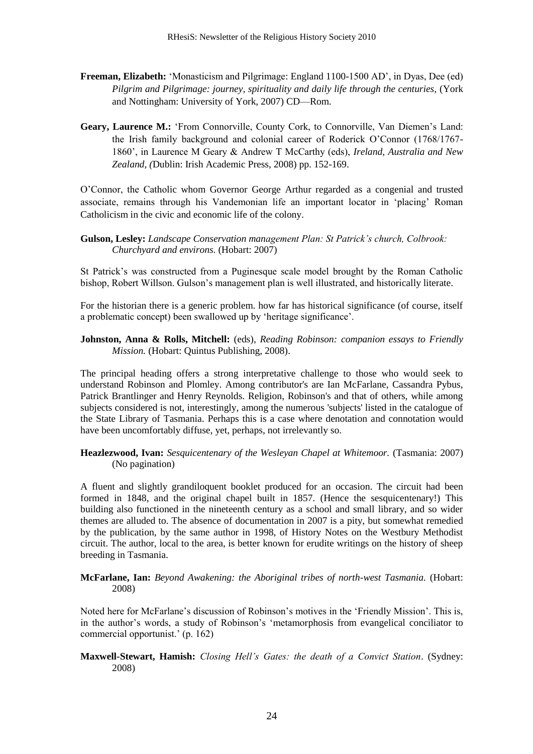**Freeman, Elizabeth:** 'Monasticism and Pilgrimage: England 1100-1500 AD', in Dyas, Dee (ed) *Pilgrim and Pilgrimage: journey, spirituality and daily life through the centuries*, (York and Nottingham: University of York, 2007) CD—Rom.

**Geary, Laurence M.:** 'From Connorville, County Cork, to Connorville, Van Diemen's Land: the Irish family background and colonial career of Roderick O'Connor (1768/1767-1860', in Laurence M Geary & Andrew T McCarthy (eds), *Ireland, Australia and New Zealand, (*Dublin: Irish Academic Press, 2008) pp. 152-169.

O'Connor, the Catholic whom Governor George Arthur regarded as a congenial and trusted associate, remains through his Vandemonian life an important locator in 'placing' Roman Catholicism in the civic and economic life of the colony.

**Gulson, Lesley:** *Landscape Conservation management Plan: St Patrick's church, Colbrook: Churchyard and environs.* (Hobart: 2007)

St Patrick's was constructed from a Puginesque scale model brought by the Roman Catholic bishop, Robert Willson. Gulson's management plan is well illustrated, and historically literate.

For the historian there is a generic problem. how far has historical significance (of course, itself a problematic concept) been swallowed up by 'heritage significance'.

**Johnston, Anna & Rolls, Mitchell:** (eds), *Reading Robinson: companion essays to Friendly Mission.* (Hobart: Quintus Publishing, 2008).

The principal heading offers a strong interpretative challenge to those who would seek to understand Robinson and Plomley. Among contributor's are Ian McFarlane, Cassandra Pybus, Patrick Brantlinger and Henry Reynolds. Religion, Robinson's and that of others, while among subjects considered is not, interestingly, among the numerous 'subjects' listed in the catalogue of the State Library of Tasmania. Perhaps this is a case where denotation and connotation would have been uncomfortably diffuse, yet, perhaps, not irrelevantly so.

**Heazlezwood, Ivan:** *Sesquicentenary of the Wesleyan Chapel at Whitemoor.* (Tasmania: 2007) (No pagination)

A fluent and slightly grandiloquent booklet produced for an occasion. The circuit had been formed in 1848, and the original chapel built in 1857. (Hence the sesquicentenary!) This building also functioned in the nineteenth century as a school and small library, and so wider themes are alluded to. The absence of documentation in 2007 is a pity, but somewhat remedied by the publication, by the same author in 1998, of History Notes on the Westbury Methodist circuit. The author, local to the area, is better known for erudite writings on the history of sheep breeding in Tasmania.

**McFarlane, Ian:** *Beyond Awakening: the Aboriginal tribes of north-west Tasmania.* (Hobart: 2008)

Noted here for McFarlane's discussion of Robinson's motives in the 'Friendly Mission'. This is, in the author's words, a study of Robinson's 'metamorphosis from evangelical conciliator to commercial opportunist.' (p. 162)

**Maxwell-Stewart, Hamish:** *Closing Hell's Gates: the death of a Convict Station*. (Sydney: 2008)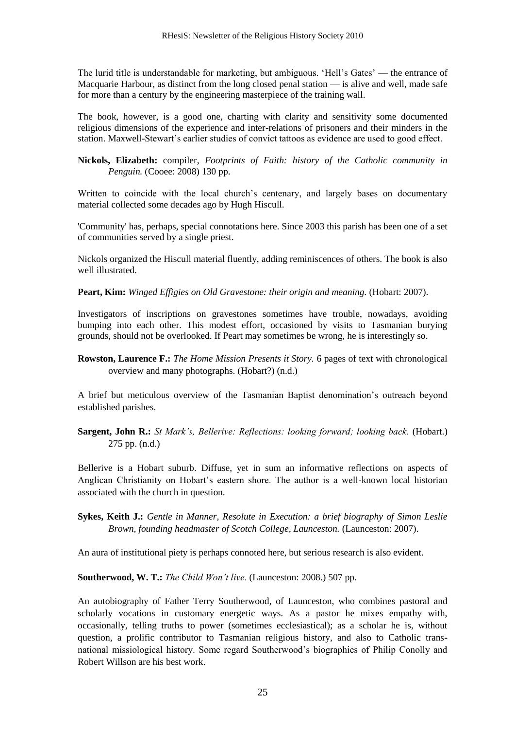The lurid title is understandable for marketing, but ambiguous. 'Hell's Gates' — the entrance of Macquarie Harbour, as distinct from the long closed penal station — is alive and well, made safe for more than a century by the engineering masterpiece of the training wall.

The book, however, is a good one, charting with clarity and sensitivity some documented religious dimensions of the experience and inter-relations of prisoners and their minders in the station. Maxwell-Stewart's earlier studies of convict tattoos as evidence are used to good effect.

**Nickols, Elizabeth:** compiler, *Footprints of Faith: history of the Catholic community in Penguin.* (Cooee: 2008) 130 pp.

Written to coincide with the local church's centenary, and largely bases on documentary material collected some decades ago by Hugh Hiscull.

'Community' has, perhaps, special connotations here. Since 2003 this parish has been one of a set of communities served by a single priest.

Nickols organized the Hiscull material fluently, adding reminiscences of others. The book is also well illustrated.

**Peart, Kim:** *Winged Effigies on Old Gravestone: their origin and meaning.* (Hobart: 2007).

Investigators of inscriptions on gravestones sometimes have trouble, nowadays, avoiding bumping into each other. This modest effort, occasioned by visits to Tasmanian burying grounds, should not be overlooked. If Peart may sometimes be wrong, he is interestingly so.

**Rowston, Laurence F.:** *The Home Mission Presents it Story.* 6 pages of text with chronological overview and many photographs. (Hobart?) (n.d.)

A brief but meticulous overview of the Tasmanian Baptist denomination's outreach beyond established parishes.

**Sargent, John R.:** *St Mark's, Bellerive: Reflections: looking forward; looking back.* (Hobart.) 275 pp. (n.d.)

Bellerive is a Hobart suburb. Diffuse, yet in sum an informative reflections on aspects of Anglican Christianity on Hobart's eastern shore. The author is a well-known local historian associated with the church in question.

**Sykes, Keith J.:** *Gentle in Manner, Resolute in Execution: a brief biography of Simon Leslie Brown, founding headmaster of Scotch College, Launceston.* (Launceston: 2007).

An aura of institutional piety is perhaps connoted here, but serious research is also evident.

**Southerwood, W. T.:** *The Child Won't live.* (Launceston: 2008.) 507 pp.

An autobiography of Father Terry Southerwood, of Launceston, who combines pastoral and scholarly vocations in customary energetic ways. As a pastor he mixes empathy with, occasionally, telling truths to power (sometimes ecclesiastical); as a scholar he is, without question, a prolific contributor to Tasmanian religious history, and also to Catholic trans-national missiological history. Some regard Southerwood's biographies of Philip Conolly and Robert Willson are his best work.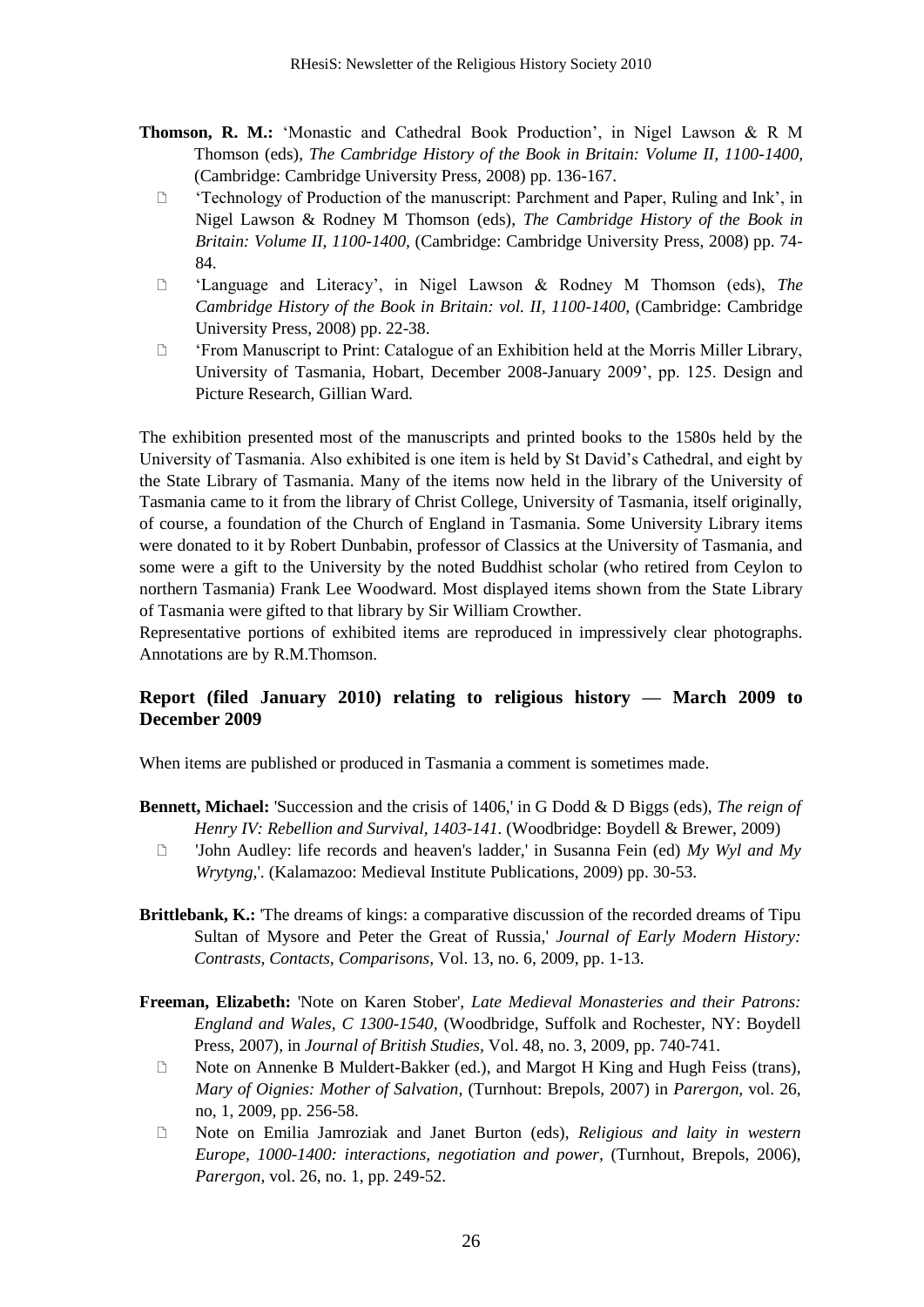**Thomson, R. M.:** 'Monastic and Cathedral Book Production', in Nigel Lawson & R M Thomson (eds), *The Cambridge History of the Book in Britain: Volume II, 1100-1400*, (Cambridge: Cambridge University Press, 2008) pp. 136-167.

- 'Technology of Production of the manuscript: Parchment and Paper, Ruling and Ink', in Nigel Lawson & Rodney M Thomson (eds), *The Cambridge History of the Book in Britain: Volume II, 1100-1400,* (Cambridge: Cambridge University Press, 2008) pp. 74-84.
- 'Language and Literacy', in Nigel Lawson & Rodney M Thomson (eds), *The Cambridge History of the Book in Britain: vol. II, 1100-1400,* (Cambridge: Cambridge University Press, 2008) pp. 22-38.
- 'From Manuscript to Print: Catalogue of an Exhibition held at the Morris Miller Library, University of Tasmania, Hobart, December 2008-January 2009', pp. 125. Design and Picture Research, Gillian Ward.

The exhibition presented most of the manuscripts and printed books to the 1580s held by the University of Tasmania. Also exhibited is one item is held by St David's Cathedral, and eight by the State Library of Tasmania. Many of the items now held in the library of the University of Tasmania came to it from the library of Christ College, University of Tasmania, itself originally, of course, a foundation of the Church of England in Tasmania. Some University Library items were donated to it by Robert Dunbabin, professor of Classics at the University of Tasmania, and some were a gift to the University by the noted Buddhist scholar (who retired from Ceylon to northern Tasmania) Frank Lee Woodward. Most displayed items shown from the State Library of Tasmania were gifted to that library by Sir William Crowther.
Representative portions of exhibited items are reproduced in impressively clear photographs. Annotations are by R.M.Thomson.

## Report (filed January 2010) relating to religious history — March 2009 to December 2009

When items are published or produced in Tasmania a comment is sometimes made.

**Bennett, Michael:** 'Succession and the crisis of 1406,' in G Dodd & D Biggs (eds), *The reign of Henry IV: Rebellion and Survival, 1403-141.* (Woodbridge: Boydell & Brewer, 2009)

- 'John Audley: life records and heaven's ladder,' in Susanna Fein (ed) *My Wyl and My Wrytyng*,'. (Kalamazoo: Medieval Institute Publications, 2009) pp. 30-53.

**Brittlebank, K.:** 'The dreams of kings: a comparative discussion of the recorded dreams of Tipu Sultan of Mysore and Peter the Great of Russia,' *Journal of Early Modern History: Contrasts, Contacts, Comparisons*, Vol. 13, no. 6, 2009, pp. 1-13.

**Freeman, Elizabeth:** 'Note on Karen Stober', *Late Medieval Monasteries and their Patrons: England and Wales, C 1300-1540,* (Woodbridge, Suffolk and Rochester, NY: Boydell Press, 2007), in *Journal of British Studies,* Vol. 48, no. 3, 2009, pp. 740-741.

- Note on Annenke B Muldert-Bakker (ed.), and Margot H King and Hugh Feiss (trans), *Mary of Oignies: Mother of Salvation,* (Turnhout: Brepols, 2007) in *Parergon*, vol. 26, no, 1, 2009, pp. 256-58.
- Note on Emilia Jamroziak and Janet Burton (eds), *Religious and laity in western Europe, 1000-1400: interactions, negotiation and power,* (Turnhout, Brepols, 2006), *Parergon,* vol. 26, no. 1, pp. 249-52.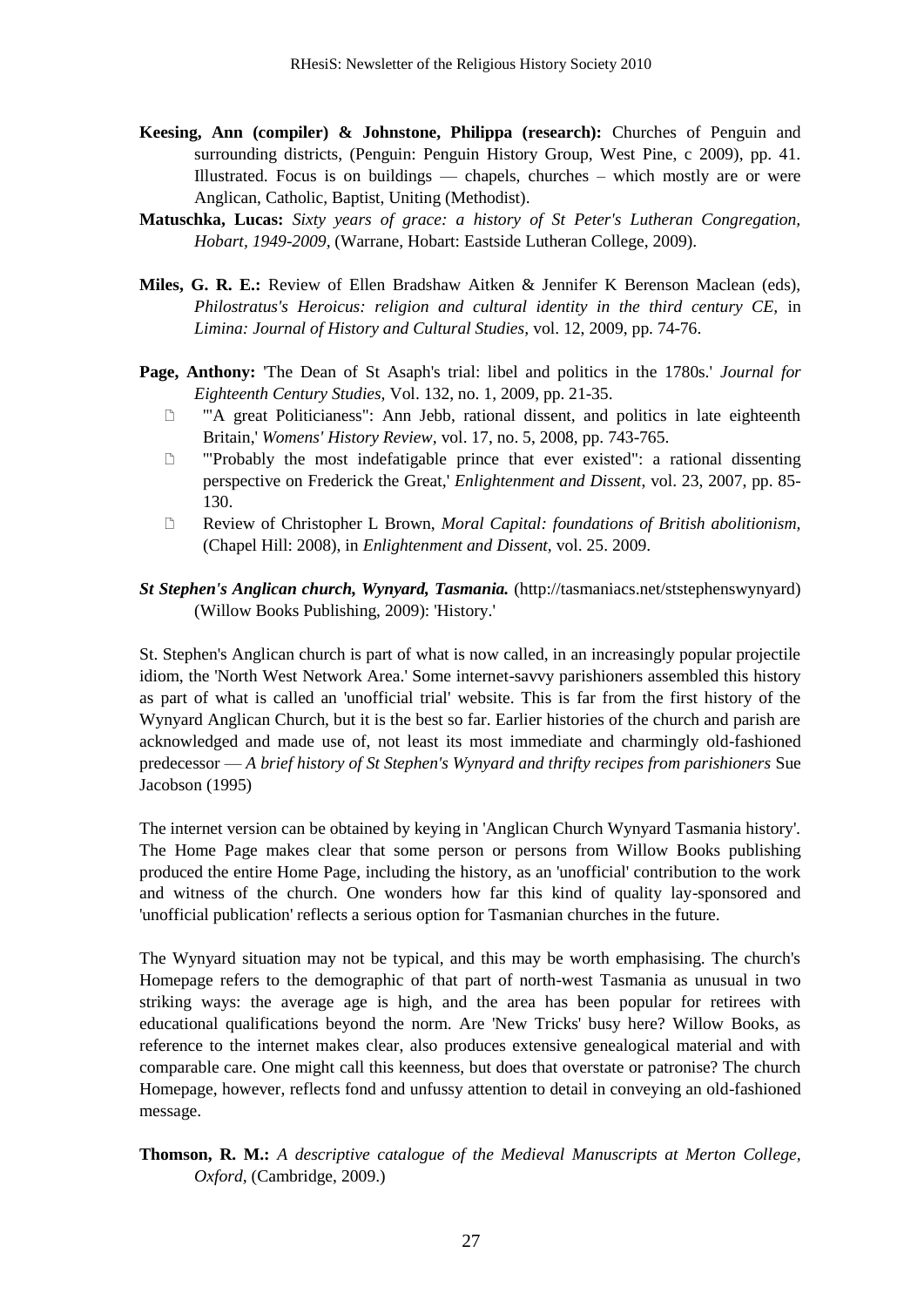**Keesing, Ann (compiler) & Johnstone, Philippa (research):** Churches of Penguin and surrounding districts, (Penguin: Penguin History Group, West Pine, c 2009), pp. 41. Illustrated. Focus is on buildings — chapels, churches – which mostly are or were Anglican, Catholic, Baptist, Uniting (Methodist).

**Matuschka, Lucas:** *Sixty years of grace: a history of St Peter's Lutheran Congregation, Hobart, 1949-2009,* (Warrane, Hobart: Eastside Lutheran College, 2009).

**Miles, G. R. E.:** Review of Ellen Bradshaw Aitken & Jennifer K Berenson Maclean (eds), *Philostratus's Heroicus: religion and cultural identity in the third century CE,* in *Limina: Journal of History and Cultural Studies,* vol. 12, 2009, pp. 74-76.

**Page, Anthony:** 'The Dean of St Asaph's trial: libel and politics in the 1780s.' *Journal for Eighteenth Century Studies*, Vol. 132, no. 1, 2009, pp. 21-35.

- '"A great Politicianess": Ann Jebb, rational dissent, and politics in late eighteenth Britain,' *Womens' History Review*, vol. 17, no. 5, 2008, pp. 743-765.
- '"Probably the most indefatigable prince that ever existed": a rational dissenting perspective on Frederick the Great,' *Enlightenment and Dissent*, vol. 23, 2007, pp. 85-130.
- Review of Christopher L Brown, *Moral Capital: foundations of British abolitionism,* (Chapel Hill: 2008), in *Enlightenment and Dissent*, vol. 25. 2009.

***St Stephen's Anglican church, Wynyard, Tasmania.*** (http://tasmaniacs.net/ststephenswynyard) (Willow Books Publishing, 2009): 'History.'

St. Stephen's Anglican church is part of what is now called, in an increasingly popular projectile idiom, the 'North West Network Area.' Some internet-savvy parishioners assembled this history as part of what is called an 'unofficial trial' website. This is far from the first history of the Wynyard Anglican Church, but it is the best so far. Earlier histories of the church and parish are acknowledged and made use of, not least its most immediate and charmingly old-fashioned predecessor — *A brief history of St Stephen's Wynyard and thrifty recipes from parishioners* Sue Jacobson (1995)

The internet version can be obtained by keying in 'Anglican Church Wynyard Tasmania history'. The Home Page makes clear that some person or persons from Willow Books publishing produced the entire Home Page, including the history, as an 'unofficial' contribution to the work and witness of the church. One wonders how far this kind of quality lay-sponsored and 'unofficial publication' reflects a serious option for Tasmanian churches in the future.

The Wynyard situation may not be typical, and this may be worth emphasising. The church's Homepage refers to the demographic of that part of north-west Tasmania as unusual in two striking ways: the average age is high, and the area has been popular for retirees with educational qualifications beyond the norm. Are 'New Tricks' busy here? Willow Books, as reference to the internet makes clear, also produces extensive genealogical material and with comparable care. One might call this keenness, but does that overstate or patronise? The church Homepage, however, reflects fond and unfussy attention to detail in conveying an old-fashioned message.

**Thomson, R. M.:** *A descriptive catalogue of the Medieval Manuscripts at Merton College, Oxford,* (Cambridge, 2009.)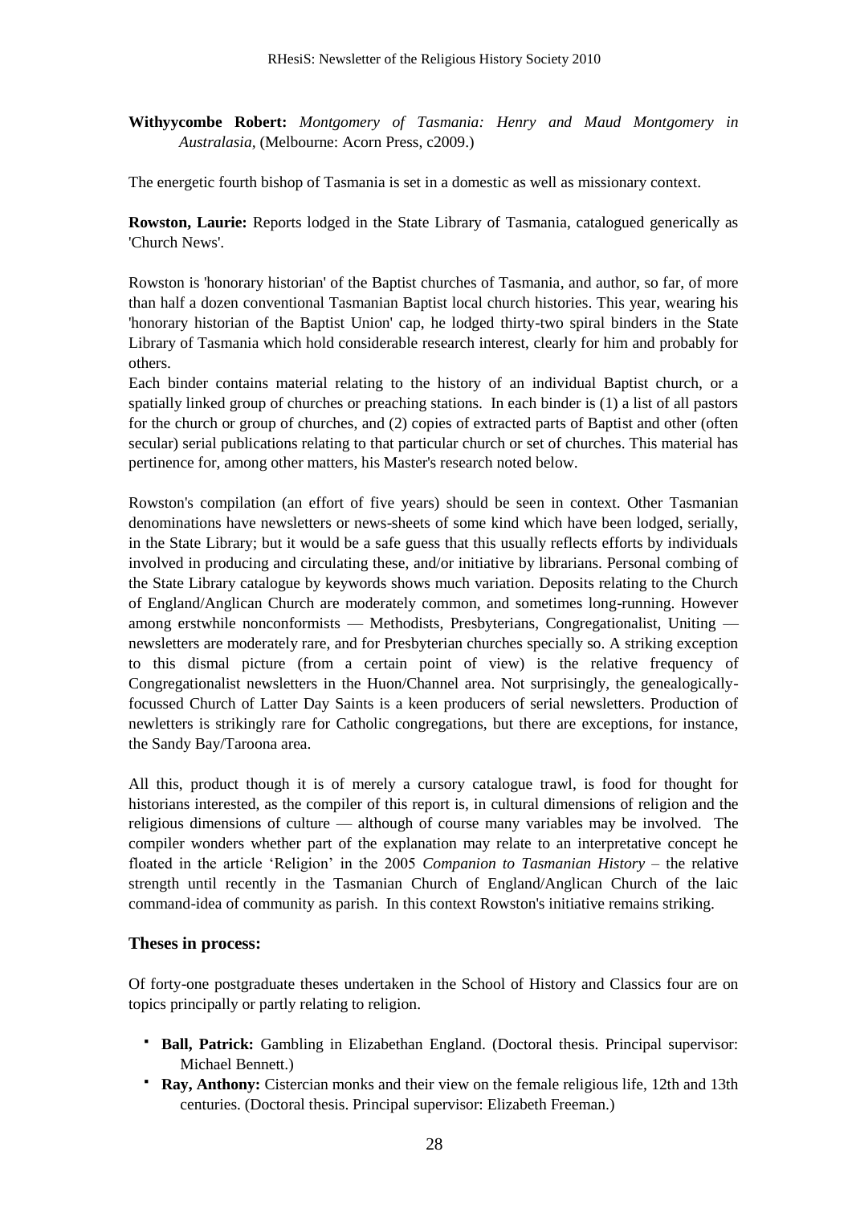**Withyycombe Robert:** *Montgomery of Tasmania: Henry and Maud Montgomery in Australasia*, (Melbourne: Acorn Press, c2009.)

The energetic fourth bishop of Tasmania is set in a domestic as well as missionary context.

**Rowston, Laurie:** Reports lodged in the State Library of Tasmania, catalogued generically as 'Church News'.

Rowston is 'honorary historian' of the Baptist churches of Tasmania, and author, so far, of more than half a dozen conventional Tasmanian Baptist local church histories. This year, wearing his 'honorary historian of the Baptist Union' cap, he lodged thirty-two spiral binders in the State Library of Tasmania which hold considerable research interest, clearly for him and probably for others.

Each binder contains material relating to the history of an individual Baptist church, or a spatially linked group of churches or preaching stations. In each binder is (1) a list of all pastors for the church or group of churches, and (2) copies of extracted parts of Baptist and other (often secular) serial publications relating to that particular church or set of churches. This material has pertinence for, among other matters, his Master's research noted below.

Rowston's compilation (an effort of five years) should be seen in context. Other Tasmanian denominations have newsletters or news-sheets of some kind which have been lodged, serially, in the State Library; but it would be a safe guess that this usually reflects efforts by individuals involved in producing and circulating these, and/or initiative by librarians. Personal combing of the State Library catalogue by keywords shows much variation. Deposits relating to the Church of England/Anglican Church are moderately common, and sometimes long-running. However among erstwhile nonconformists — Methodists, Presbyterians, Congregationalist, Uniting — newsletters are moderately rare, and for Presbyterian churches specially so. A striking exception to this dismal picture (from a certain point of view) is the relative frequency of Congregationalist newsletters in the Huon/Channel area. Not surprisingly, the genealogically-focussed Church of Latter Day Saints is a keen producers of serial newsletters. Production of newletters is strikingly rare for Catholic congregations, but there are exceptions, for instance, the Sandy Bay/Taroona area.

All this, product though it is of merely a cursory catalogue trawl, is food for thought for historians interested, as the compiler of this report is, in cultural dimensions of religion and the religious dimensions of culture — although of course many variables may be involved. The compiler wonders whether part of the explanation may relate to an interpretative concept he floated in the article 'Religion' in the 2005 *Companion to Tasmanian History* – the relative strength until recently in the Tasmanian Church of England/Anglican Church of the laic command-idea of community as parish. In this context Rowston's initiative remains striking.

### Theses in process:

Of forty-one postgraduate theses undertaken in the School of History and Classics four are on topics principally or partly relating to religion.

- **Ball, Patrick:** Gambling in Elizabethan England. (Doctoral thesis. Principal supervisor: Michael Bennett.)
- **Ray, Anthony:** Cistercian monks and their view on the female religious life, 12th and 13th centuries. (Doctoral thesis. Principal supervisor: Elizabeth Freeman.)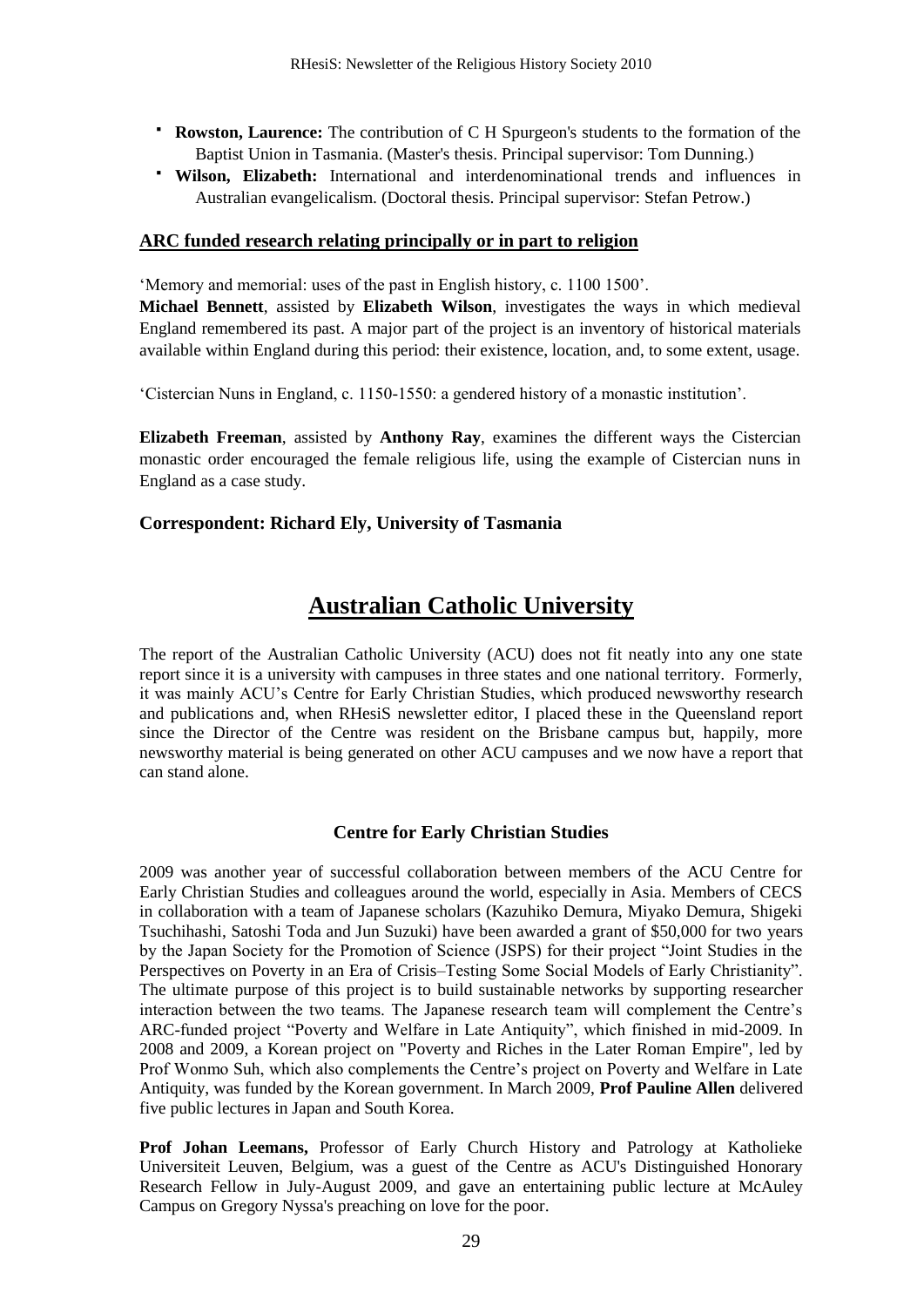- **Rowston, Laurence:** The contribution of C H Spurgeon's students to the formation of the Baptist Union in Tasmania. (Master's thesis. Principal supervisor: Tom Dunning.)
- **Wilson, Elizabeth:** International and interdenominational trends and influences in Australian evangelicalism. (Doctoral thesis. Principal supervisor: Stefan Petrow.)

### ARC funded research relating principally or in part to religion

'Memory and memorial: uses of the past in English history, c. 1100 1500'.
**Michael Bennett**, assisted by **Elizabeth Wilson**, investigates the ways in which medieval England remembered its past. A major part of the project is an inventory of historical materials available within England during this period: their existence, location, and, to some extent, usage.

'Cistercian Nuns in England, c. 1150-1550: a gendered history of a monastic institution'.

**Elizabeth Freeman**, assisted by **Anthony Ray**, examines the different ways the Cistercian monastic order encouraged the female religious life, using the example of Cistercian nuns in England as a case study.

**Correspondent: Richard Ely, University of Tasmania**

# Australian Catholic University

The report of the Australian Catholic University (ACU) does not fit neatly into any one state report since it is a university with campuses in three states and one national territory. Formerly, it was mainly ACU's Centre for Early Christian Studies, which produced newsworthy research and publications and, when RHesiS newsletter editor, I placed these in the Queensland report since the Director of the Centre was resident on the Brisbane campus but, happily, more newsworthy material is being generated on other ACU campuses and we now have a report that can stand alone.

### Centre for Early Christian Studies

2009 was another year of successful collaboration between members of the ACU Centre for Early Christian Studies and colleagues around the world, especially in Asia. Members of CECS in collaboration with a team of Japanese scholars (Kazuhiko Demura, Miyako Demura, Shigeki Tsuchihashi, Satoshi Toda and Jun Suzuki) have been awarded a grant of $50,000 for two years by the Japan Society for the Promotion of Science (JSPS) for their project "Joint Studies in the Perspectives on Poverty in an Era of Crisis–Testing Some Social Models of Early Christianity". The ultimate purpose of this project is to build sustainable networks by supporting researcher interaction between the two teams. The Japanese research team will complement the Centre's ARC-funded project "Poverty and Welfare in Late Antiquity", which finished in mid-2009. In 2008 and 2009, a Korean project on "Poverty and Riches in the Later Roman Empire", led by Prof Wonmo Suh, which also complements the Centre's project on Poverty and Welfare in Late Antiquity, was funded by the Korean government. In March 2009, **Prof Pauline Allen** delivered five public lectures in Japan and South Korea.

**Prof Johan Leemans,** Professor of Early Church History and Patrology at Katholieke Universiteit Leuven, Belgium, was a guest of the Centre as ACU's Distinguished Honorary Research Fellow in July-August 2009, and gave an entertaining public lecture at McAuley Campus on Gregory Nyssa's preaching on love for the poor.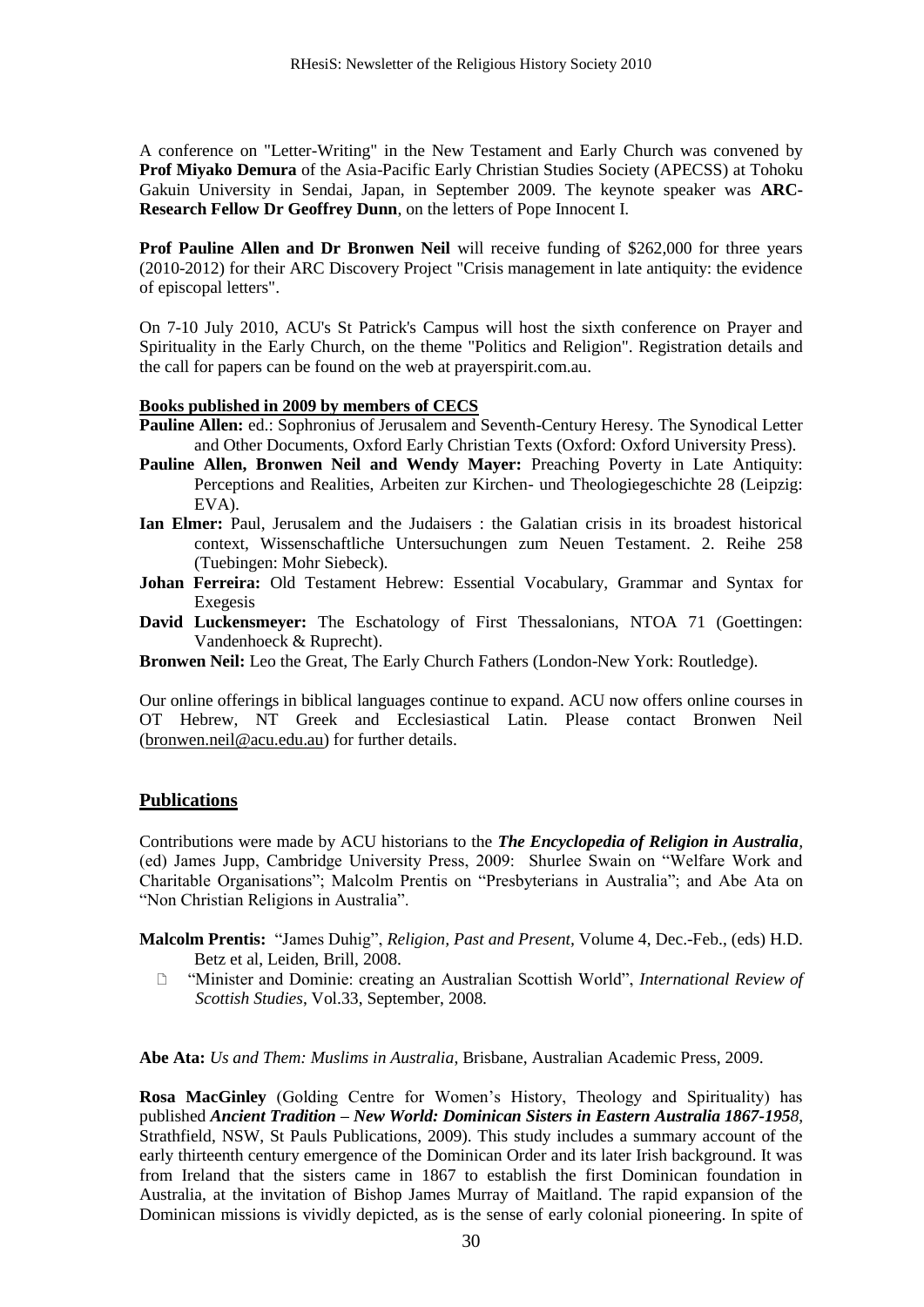A conference on "Letter-Writing" in the New Testament and Early Church was convened by **Prof Miyako Demura** of the Asia-Pacific Early Christian Studies Society (APECSS) at Tohoku Gakuin University in Sendai, Japan, in September 2009. The keynote speaker was **ARC-Research Fellow Dr Geoffrey Dunn**, on the letters of Pope Innocent I.

**Prof Pauline Allen and Dr Bronwen Neil** will receive funding of $262,000 for three years (2010-2012) for their ARC Discovery Project "Crisis management in late antiquity: the evidence of episcopal letters".

On 7-10 July 2010, ACU's St Patrick's Campus will host the sixth conference on Prayer and Spirituality in the Early Church, on the theme "Politics and Religion". Registration details and the call for papers can be found on the web at prayerspirit.com.au.

**Books published in 2009 by members of CECS**

**Pauline Allen:** ed.: Sophronius of Jerusalem and Seventh-Century Heresy. The Synodical Letter and Other Documents, Oxford Early Christian Texts (Oxford: Oxford University Press).

**Pauline Allen, Bronwen Neil and Wendy Mayer:** Preaching Poverty in Late Antiquity: Perceptions and Realities, Arbeiten zur Kirchen- und Theologiegeschichte 28 (Leipzig: EVA).

**Ian Elmer:** Paul, Jerusalem and the Judaisers : the Galatian crisis in its broadest historical context, Wissenschaftliche Untersuchungen zum Neuen Testament. 2. Reihe 258 (Tuebingen: Mohr Siebeck).

**Johan Ferreira:** Old Testament Hebrew: Essential Vocabulary, Grammar and Syntax for Exegesis

**David Luckensmeyer:** The Eschatology of First Thessalonians, NTOA 71 (Goettingen: Vandenhoeck & Ruprecht).

**Bronwen Neil:** Leo the Great, The Early Church Fathers (London-New York: Routledge).

Our online offerings in biblical languages continue to expand. ACU now offers online courses in OT Hebrew, NT Greek and Ecclesiastical Latin. Please contact Bronwen Neil (bronwen.neil@acu.edu.au) for further details.

## Publications

Contributions were made by ACU historians to the ***The Encyclopedia of Religion in Australia***, (ed) James Jupp, Cambridge University Press, 2009: Shurlee Swain on "Welfare Work and Charitable Organisations"; Malcolm Prentis on "Presbyterians in Australia"; and Abe Ata on "Non Christian Religions in Australia".

**Malcolm Prentis:** "James Duhig", *Religion, Past and Present*, Volume 4, Dec.-Feb., (eds) H.D. Betz et al, Leiden, Brill, 2008.

- "Minister and Dominie: creating an Australian Scottish World", *International Review of Scottish Studies*, Vol.33, September, 2008.

**Abe Ata:** *Us and Them: Muslims in Australia*, Brisbane, Australian Academic Press, 2009.

**Rosa MacGinley** (Golding Centre for Women's History, Theology and Spirituality) has published ***Ancient Tradition – New World: Dominican Sisters in Eastern Australia 1867-1958***, Strathfield, NSW, St Pauls Publications, 2009). This study includes a summary account of the early thirteenth century emergence of the Dominican Order and its later Irish background. It was from Ireland that the sisters came in 1867 to establish the first Dominican foundation in Australia, at the invitation of Bishop James Murray of Maitland. The rapid expansion of the Dominican missions is vividly depicted, as is the sense of early colonial pioneering. In spite of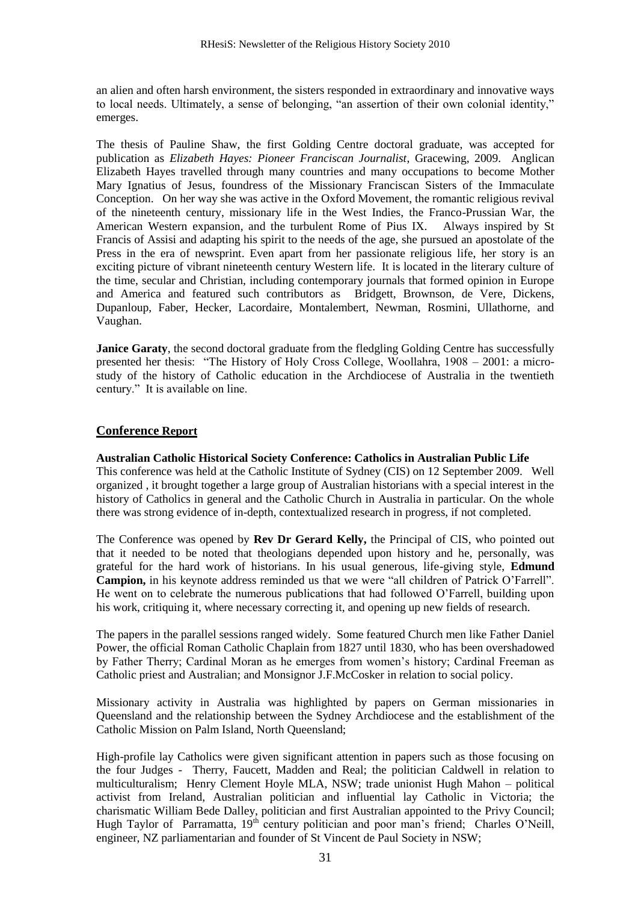an alien and often harsh environment, the sisters responded in extraordinary and innovative ways to local needs. Ultimately, a sense of belonging, "an assertion of their own colonial identity," emerges.

The thesis of Pauline Shaw, the first Golding Centre doctoral graduate, was accepted for publication as *Elizabeth Hayes: Pioneer Franciscan Journalist*, Gracewing, 2009. Anglican Elizabeth Hayes travelled through many countries and many occupations to become Mother Mary Ignatius of Jesus, foundress of the Missionary Franciscan Sisters of the Immaculate Conception. On her way she was active in the Oxford Movement, the romantic religious revival of the nineteenth century, missionary life in the West Indies, the Franco-Prussian War, the American Western expansion, and the turbulent Rome of Pius IX. Always inspired by St Francis of Assisi and adapting his spirit to the needs of the age, she pursued an apostolate of the Press in the era of newsprint. Even apart from her passionate religious life, her story is an exciting picture of vibrant nineteenth century Western life. It is located in the literary culture of the time, secular and Christian, including contemporary journals that formed opinion in Europe and America and featured such contributors as Bridgett, Brownson, de Vere, Dickens, Dupanloup, Faber, Hecker, Lacordaire, Montalembert, Newman, Rosmini, Ullathorne, and Vaughan.

**Janice Garaty**, the second doctoral graduate from the fledgling Golding Centre has successfully presented her thesis: "The History of Holy Cross College, Woollahra, 1908 – 2001: a micro-study of the history of Catholic education in the Archdiocese of Australia in the twentieth century." It is available on line.

## Conference Report

**Australian Catholic Historical Society Conference: Catholics in Australian Public Life**

This conference was held at the Catholic Institute of Sydney (CIS) on 12 September 2009. Well organized , it brought together a large group of Australian historians with a special interest in the history of Catholics in general and the Catholic Church in Australia in particular. On the whole there was strong evidence of in-depth, contextualized research in progress, if not completed.

The Conference was opened by **Rev Dr Gerard Kelly,** the Principal of CIS, who pointed out that it needed to be noted that theologians depended upon history and he, personally, was grateful for the hard work of historians. In his usual generous, life-giving style, **Edmund Campion,** in his keynote address reminded us that we were "all children of Patrick O'Farrell". He went on to celebrate the numerous publications that had followed O'Farrell, building upon his work, critiquing it, where necessary correcting it, and opening up new fields of research.

The papers in the parallel sessions ranged widely. Some featured Church men like Father Daniel Power, the official Roman Catholic Chaplain from 1827 until 1830, who has been overshadowed by Father Therry; Cardinal Moran as he emerges from women's history; Cardinal Freeman as Catholic priest and Australian; and Monsignor J.F.McCosker in relation to social policy.

Missionary activity in Australia was highlighted by papers on German missionaries in Queensland and the relationship between the Sydney Archdiocese and the establishment of the Catholic Mission on Palm Island, North Queensland;

High-profile lay Catholics were given significant attention in papers such as those focusing on the four Judges - Therry, Faucett, Madden and Real; the politician Caldwell in relation to multiculturalism; Henry Clement Hoyle MLA, NSW; trade unionist Hugh Mahon – political activist from Ireland, Australian politician and influential lay Catholic in Victoria; the charismatic William Bede Dalley, politician and first Australian appointed to the Privy Council; Hugh Taylor of Parramatta, 19th century politician and poor man's friend; Charles O'Neill, engineer, NZ parliamentarian and founder of St Vincent de Paul Society in NSW;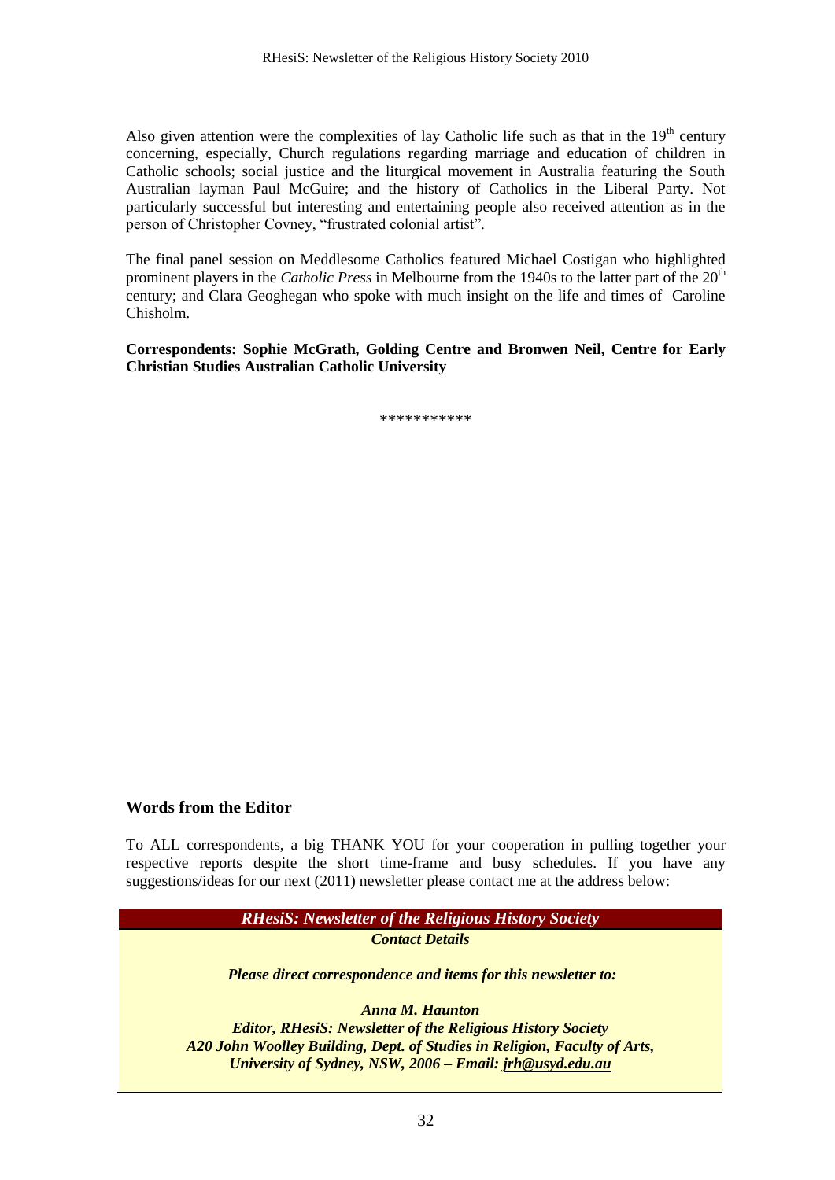Also given attention were the complexities of lay Catholic life such as that in the 19th century concerning, especially, Church regulations regarding marriage and education of children in Catholic schools; social justice and the liturgical movement in Australia featuring the South Australian layman Paul McGuire; and the history of Catholics in the Liberal Party. Not particularly successful but interesting and entertaining people also received attention as in the person of Christopher Covney, "frustrated colonial artist".

The final panel session on Meddlesome Catholics featured Michael Costigan who highlighted prominent players in the *Catholic Press* in Melbourne from the 1940s to the latter part of the 20th century; and Clara Geoghegan who spoke with much insight on the life and times of Caroline Chisholm.

**Correspondents: Sophie McGrath, Golding Centre and Bronwen Neil, Centre for Early Christian Studies Australian Catholic University**

\*\*\*\*\*\*\*\*\*\*\*

## Words from the Editor

To ALL correspondents, a big THANK YOU for your cooperation in pulling together your respective reports despite the short time-frame and busy schedules. If you have any suggestions/ideas for our next (2011) newsletter please contact me at the address below:

***RHesiS: Newsletter of the Religious History Society***

***Contact Details***

***Please direct correspondence and items for this newsletter to:***

***Anna M. Haunton***
***Editor, RHesiS: Newsletter of the Religious History Society***
***A20 John Woolley Building, Dept. of Studies in Religion, Faculty of Arts,***
***University of Sydney, NSW, 2006 – Email: jrh@usyd.edu.au***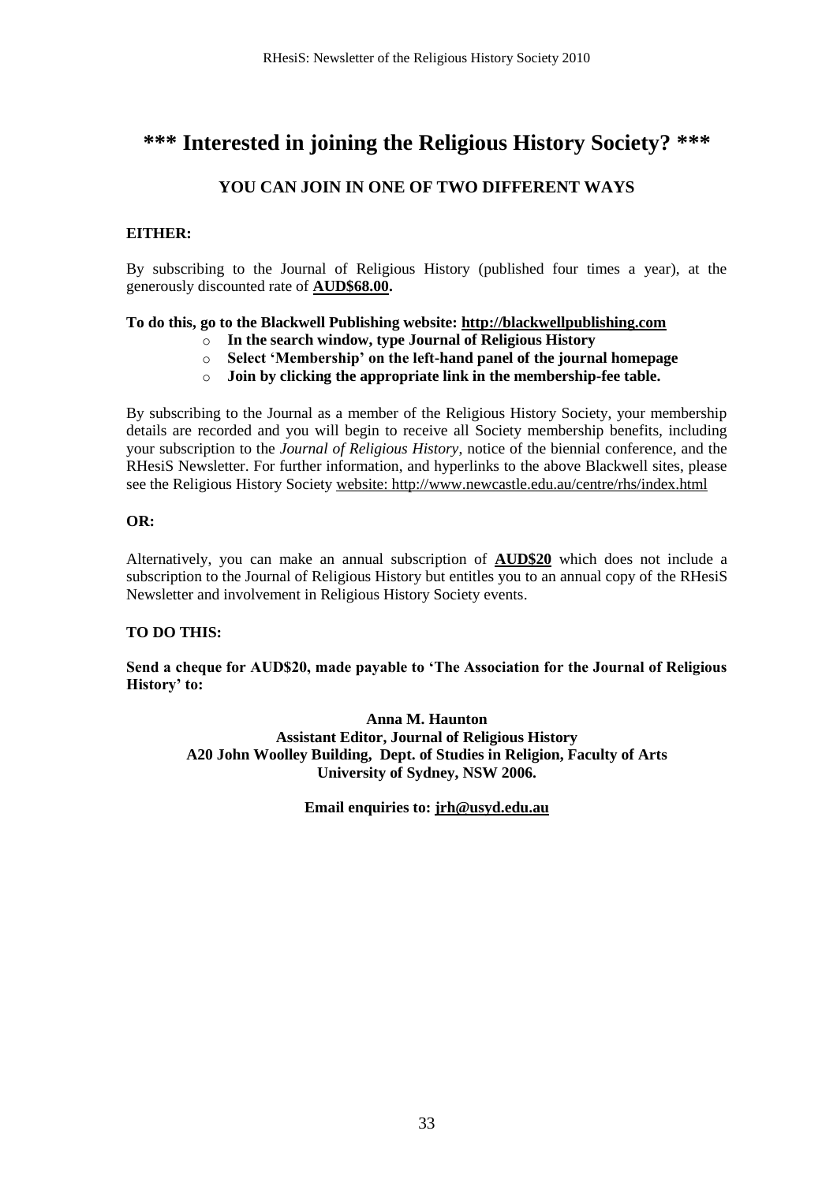# *** Interested in joining the Religious History Society? ***

### YOU CAN JOIN IN ONE OF TWO DIFFERENT WAYS

**EITHER:**

By subscribing to the Journal of Religious History (published four times a year), at the generously discounted rate of **AUD$68.00.**

**To do this, go to the Blackwell Publishing website: http://blackwellpublishing.com**

- **In the search window, type Journal of Religious History**
- **Select 'Membership' on the left-hand panel of the journal homepage**
- **Join by clicking the appropriate link in the membership-fee table.**

By subscribing to the Journal as a member of the Religious History Society, your membership details are recorded and you will begin to receive all Society membership benefits, including your subscription to the *Journal of Religious History*, notice of the biennial conference, and the RHesiS Newsletter. For further information, and hyperlinks to the above Blackwell sites, please see the Religious History Society website: http://www.newcastle.edu.au/centre/rhs/index.html

**OR:**

Alternatively, you can make an annual subscription of **AUD$20** which does not include a subscription to the Journal of Religious History but entitles you to an annual copy of the RHesiS Newsletter and involvement in Religious History Society events.

**TO DO THIS:**

**Send a cheque for AUD$20, made payable to 'The Association for the Journal of Religious History' to:**

**Anna M. Haunton**
**Assistant Editor, Journal of Religious History**
**A20 John Woolley Building, Dept. of Studies in Religion, Faculty of Arts**
**University of Sydney, NSW 2006.**

**Email enquiries to: jrh@usyd.edu.au**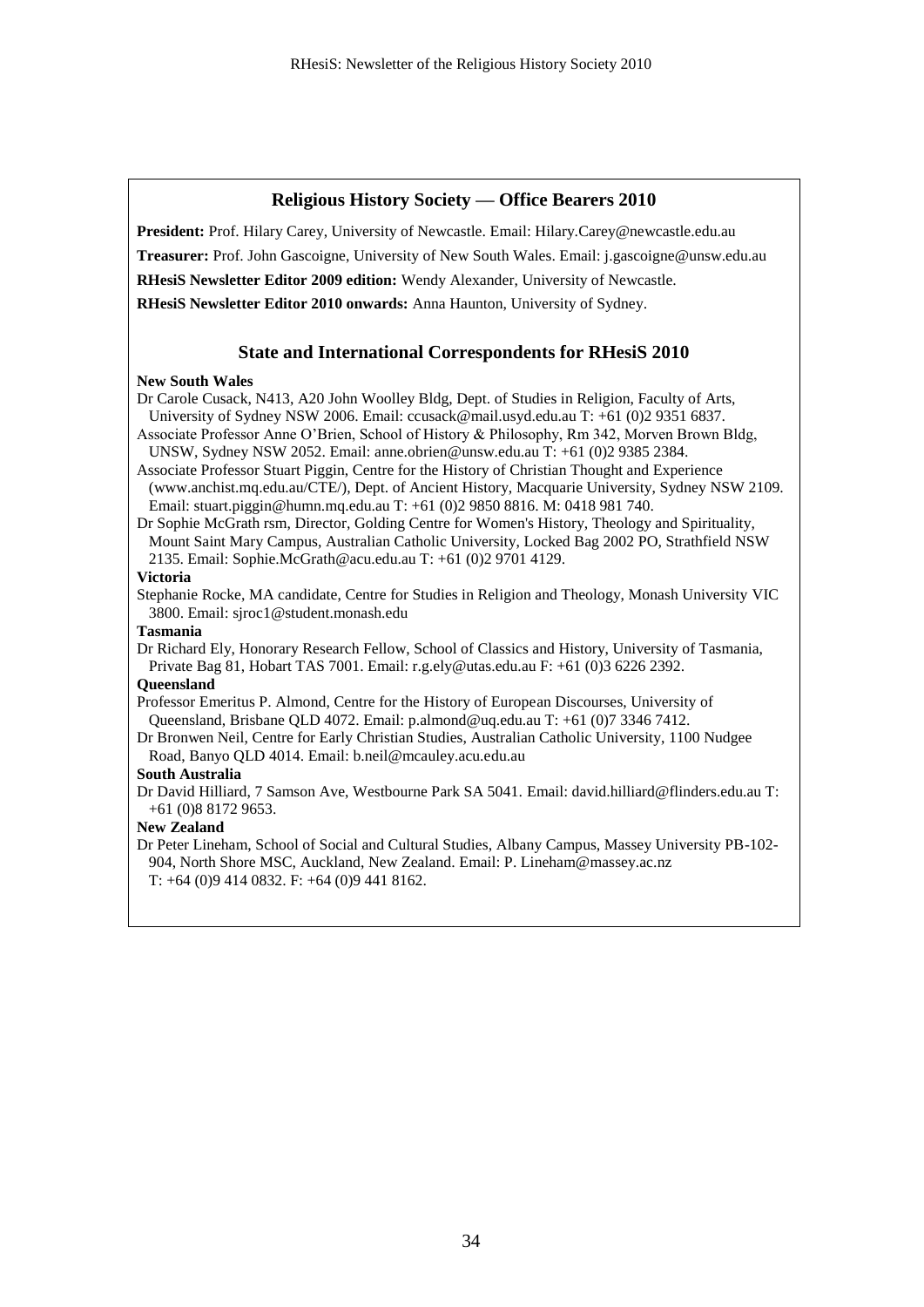## Religious History Society — Office Bearers 2010

**President:** Prof. Hilary Carey, University of Newcastle. Email: Hilary.Carey@newcastle.edu.au

**Treasurer:** Prof. John Gascoigne, University of New South Wales. Email: j.gascoigne@unsw.edu.au

**RHesiS Newsletter Editor 2009 edition:** Wendy Alexander, University of Newcastle.

**RHesiS Newsletter Editor 2010 onwards:** Anna Haunton, University of Sydney.

## State and International Correspondents for RHesiS 2010

**New South Wales**

Dr Carole Cusack, N413, A20 John Woolley Bldg, Dept. of Studies in Religion, Faculty of Arts, University of Sydney NSW 2006. Email: ccusack@mail.usyd.edu.au T: +61 (0)2 9351 6837.

Associate Professor Anne O'Brien, School of History & Philosophy, Rm 342, Morven Brown Bldg, UNSW, Sydney NSW 2052. Email: anne.obrien@unsw.edu.au T: +61 (0)2 9385 2384.

Associate Professor Stuart Piggin, Centre for the History of Christian Thought and Experience (www.anchist.mq.edu.au/CTE/), Dept. of Ancient History, Macquarie University, Sydney NSW 2109. Email: stuart.piggin@humn.mq.edu.au T: +61 (0)2 9850 8816. M: 0418 981 740.

Dr Sophie McGrath rsm, Director, Golding Centre for Women's History, Theology and Spirituality, Mount Saint Mary Campus, Australian Catholic University, Locked Bag 2002 PO, Strathfield NSW 2135. Email: Sophie.McGrath@acu.edu.au T: +61 (0)2 9701 4129.

**Victoria**

Stephanie Rocke, MA candidate, Centre for Studies in Religion and Theology, Monash University VIC 3800. Email: sjroc1@student.monash.edu

**Tasmania**

Dr Richard Ely, Honorary Research Fellow, School of Classics and History, University of Tasmania, Private Bag 81, Hobart TAS 7001. Email: r.g.ely@utas.edu.au F: +61 (0)3 6226 2392.

**Queensland**

Professor Emeritus P. Almond, Centre for the History of European Discourses, University of Queensland, Brisbane QLD 4072. Email: p.almond@uq.edu.au T: +61 (0)7 3346 7412.

Dr Bronwen Neil, Centre for Early Christian Studies, Australian Catholic University, 1100 Nudgee Road, Banyo QLD 4014. Email: b.neil@mcauley.acu.edu.au

**South Australia**

Dr David Hilliard, 7 Samson Ave, Westbourne Park SA 5041. Email: david.hilliard@flinders.edu.au T: +61 (0)8 8172 9653.

**New Zealand**

Dr Peter Lineham, School of Social and Cultural Studies, Albany Campus, Massey University PB-102-904, North Shore MSC, Auckland, New Zealand. Email: P. Lineham@massey.ac.nz
T: +64 (0)9 414 0832. F: +64 (0)9 441 8162.